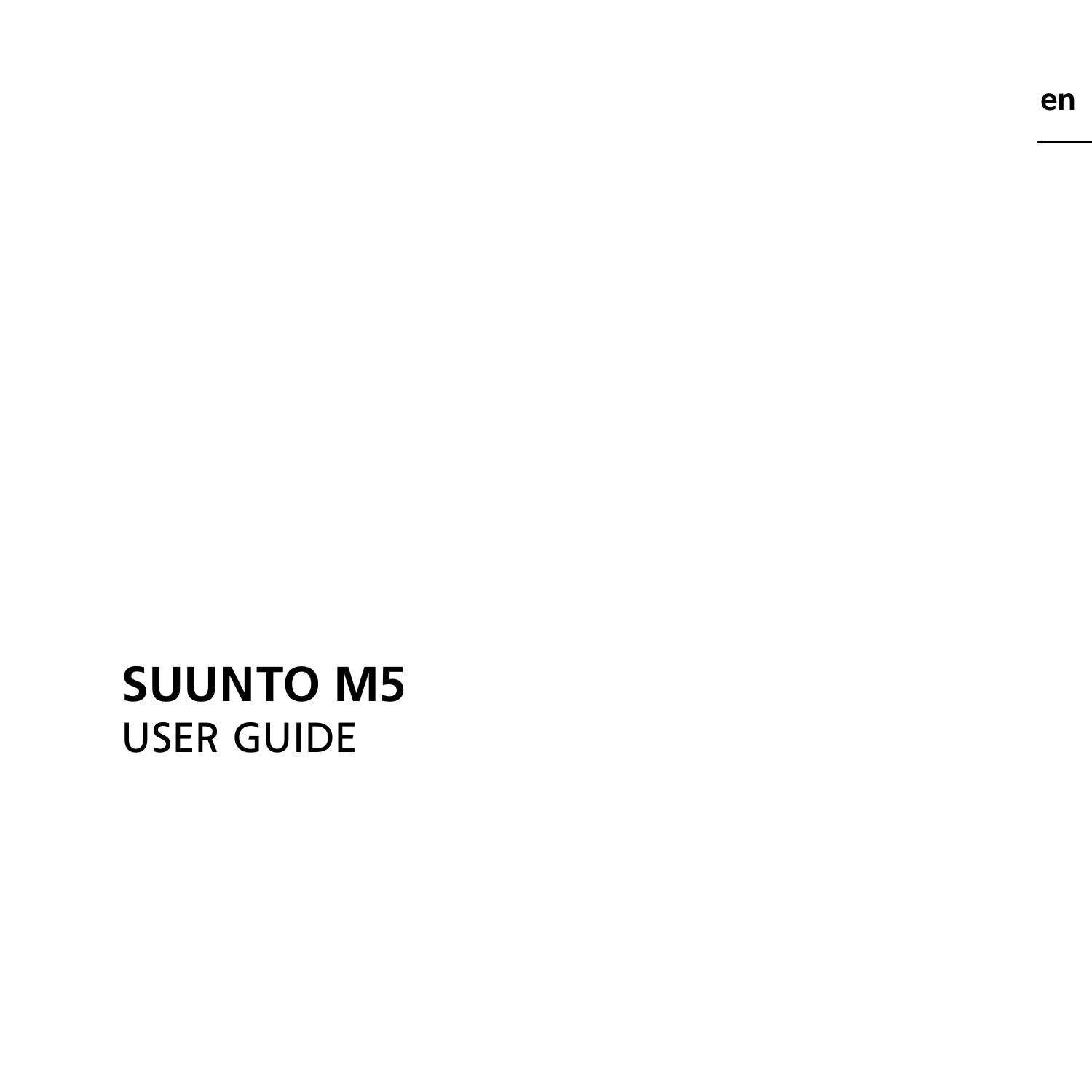# SUUNTO M5

USER GUIDE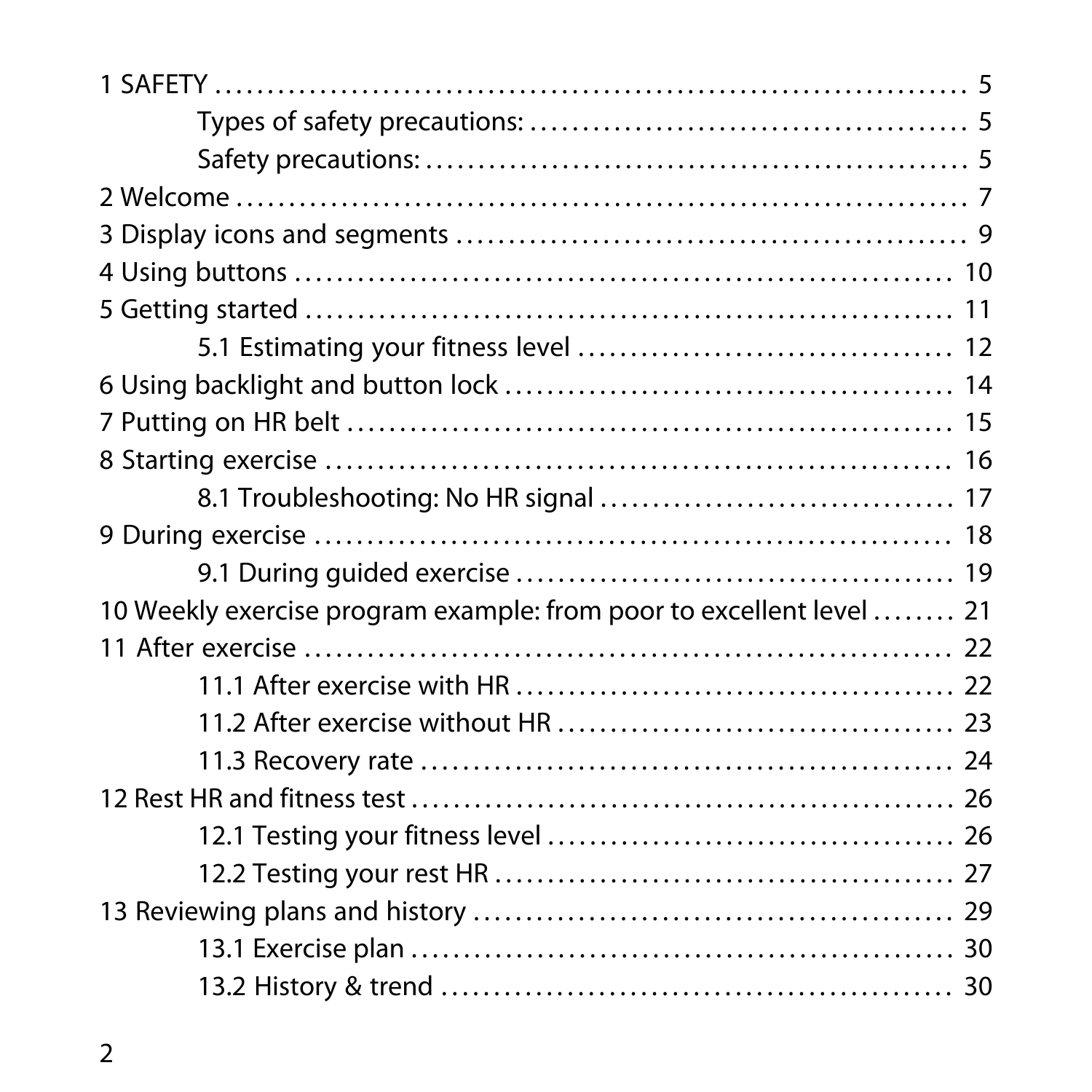1 SAFETY ........ 5
- Types of safety precautions: ........ 5
- Safety precautions: ........ 5

2 Welcome ........ 7

3 Display icons and segments ........ 9

4 Using buttons ........ 10

5 Getting started ........ 11
- 5.1 Estimating your fitness level ........ 12

6 Using backlight and button lock ........ 14

7 Putting on HR belt ........ 15

8 Starting exercise ........ 16
- 8.1 Troubleshooting: No HR signal ........ 17

9 During exercise ........ 18
- 9.1 During guided exercise ........ 19

10 Weekly exercise program example: from poor to excellent level ........ 21

11 After exercise ........ 22
- 11.1 After exercise with HR ........ 22
- 11.2 After exercise without HR ........ 23
- 11.3 Recovery rate ........ 24

12 Rest HR and fitness test ........ 26
- 12.1 Testing your fitness level ........ 26
- 12.2 Testing your rest HR ........ 27

13 Reviewing plans and history ........ 29
- 13.1 Exercise plan ........ 30
- 13.2 History & trend ........ 30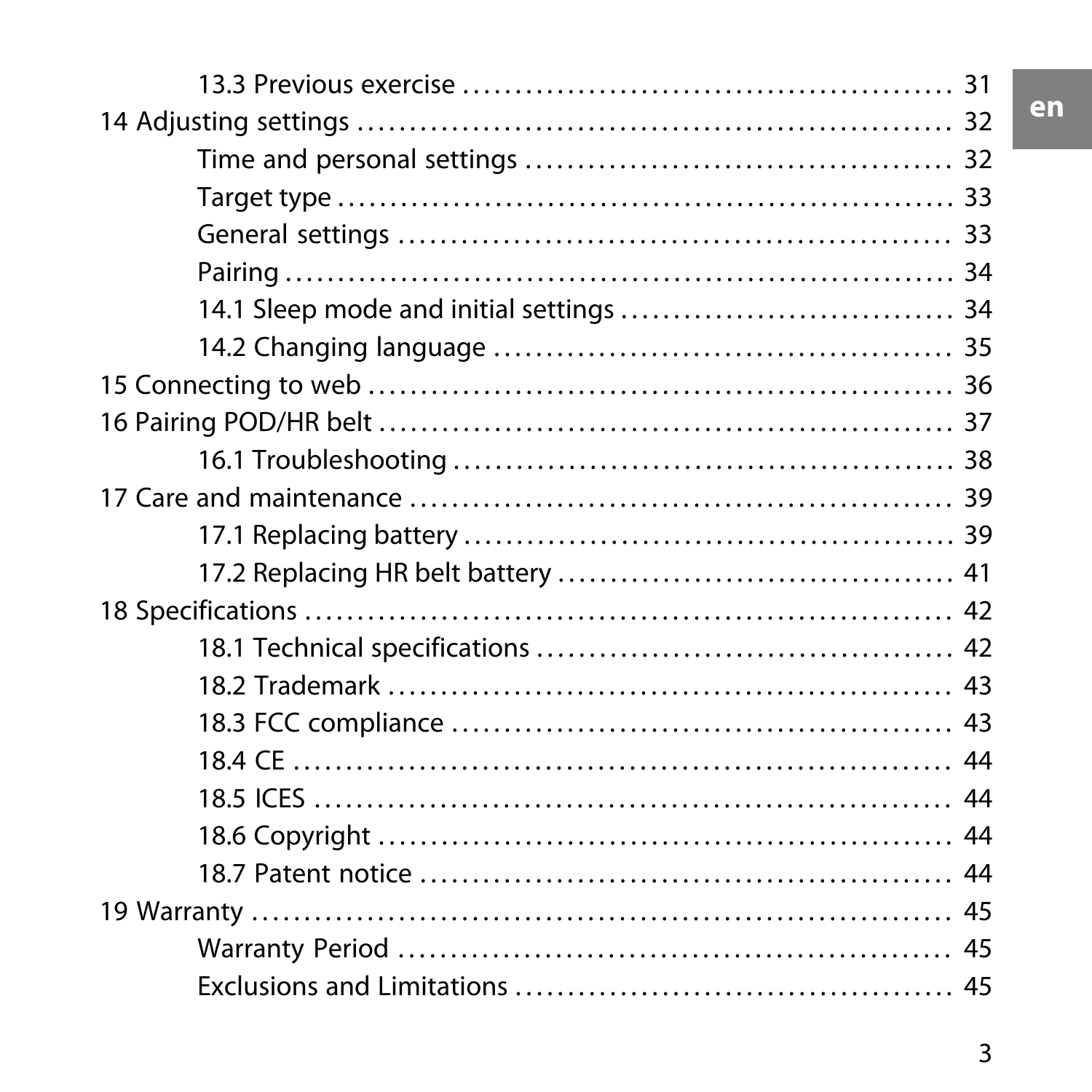13.3 Previous exercise ................................................ 31

14 Adjusting settings ................................................ 32

Time and personal settings ................................................ 32

Target type ................................................ 33

General settings ................................................ 33

Pairing ................................................ 34

14.1 Sleep mode and initial settings ................................................ 34

14.2 Changing language ................................................ 35

15 Connecting to web ................................................ 36

16 Pairing POD/HR belt ................................................ 37

16.1 Troubleshooting ................................................ 38

17 Care and maintenance ................................................ 39

17.1 Replacing battery ................................................ 39

17.2 Replacing HR belt battery ................................................ 41

18 Specifications ................................................ 42

18.1 Technical specifications ................................................ 42

18.2 Trademark ................................................ 43

18.3 FCC compliance ................................................ 43

18.4 CE ................................................ 44

18.5 ICES ................................................ 44

18.6 Copyright ................................................ 44

18.7 Patent notice ................................................ 44

19 Warranty ................................................ 45

Warranty Period ................................................ 45

Exclusions and Limitations ................................................ 45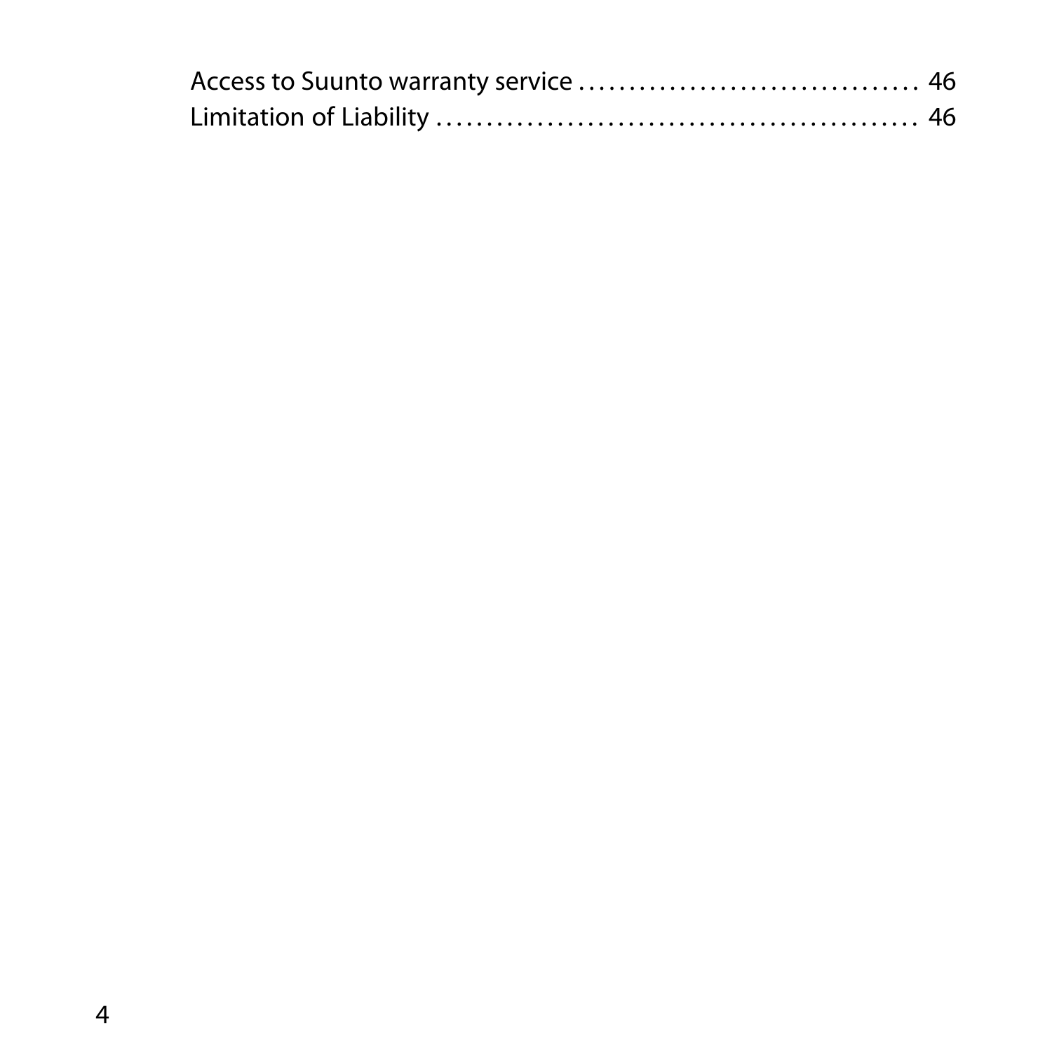Access to Suunto warranty service .................................. 46
Limitation of Liability ................................................ 46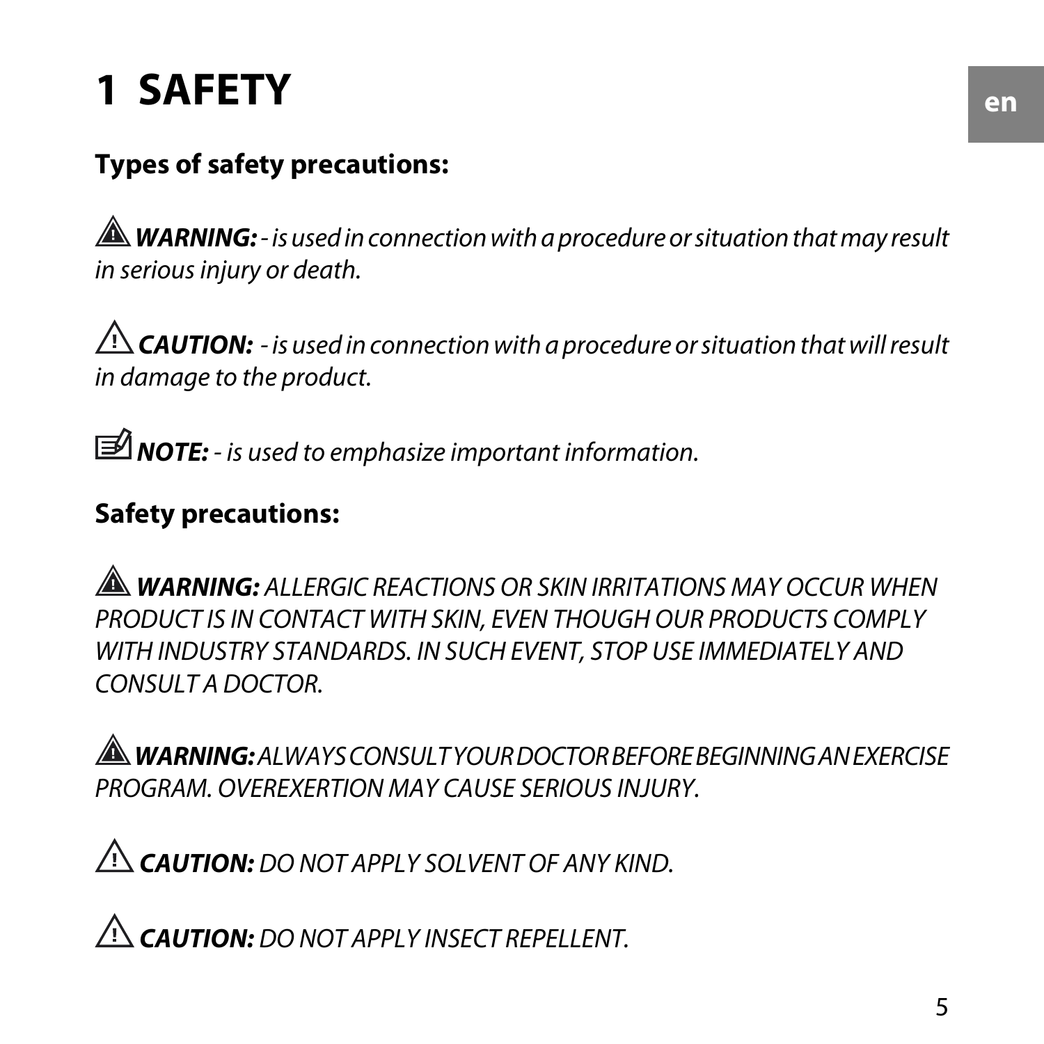# 1 SAFETY

## Types of safety precautions:

⚠ ***WARNING:*** *- is used in connection with a procedure or situation that may result in serious injury or death.*

⚠ ***CAUTION:*** *- is used in connection with a procedure or situation that will result in damage to the product.*

***NOTE:*** *- is used to emphasize important information.*

## Safety precautions:

⚠ ***WARNING:*** *ALLERGIC REACTIONS OR SKIN IRRITATIONS MAY OCCUR WHEN PRODUCT IS IN CONTACT WITH SKIN, EVEN THOUGH OUR PRODUCTS COMPLY WITH INDUSTRY STANDARDS. IN SUCH EVENT, STOP USE IMMEDIATELY AND CONSULT A DOCTOR.*

⚠ ***WARNING:*** *ALWAYS CONSULT YOUR DOCTOR BEFORE BEGINNING AN EXERCISE PROGRAM. OVEREXERTION MAY CAUSE SERIOUS INJURY.*

⚠ ***CAUTION:*** *DO NOT APPLY SOLVENT OF ANY KIND.*

⚠ ***CAUTION:*** *DO NOT APPLY INSECT REPELLENT.*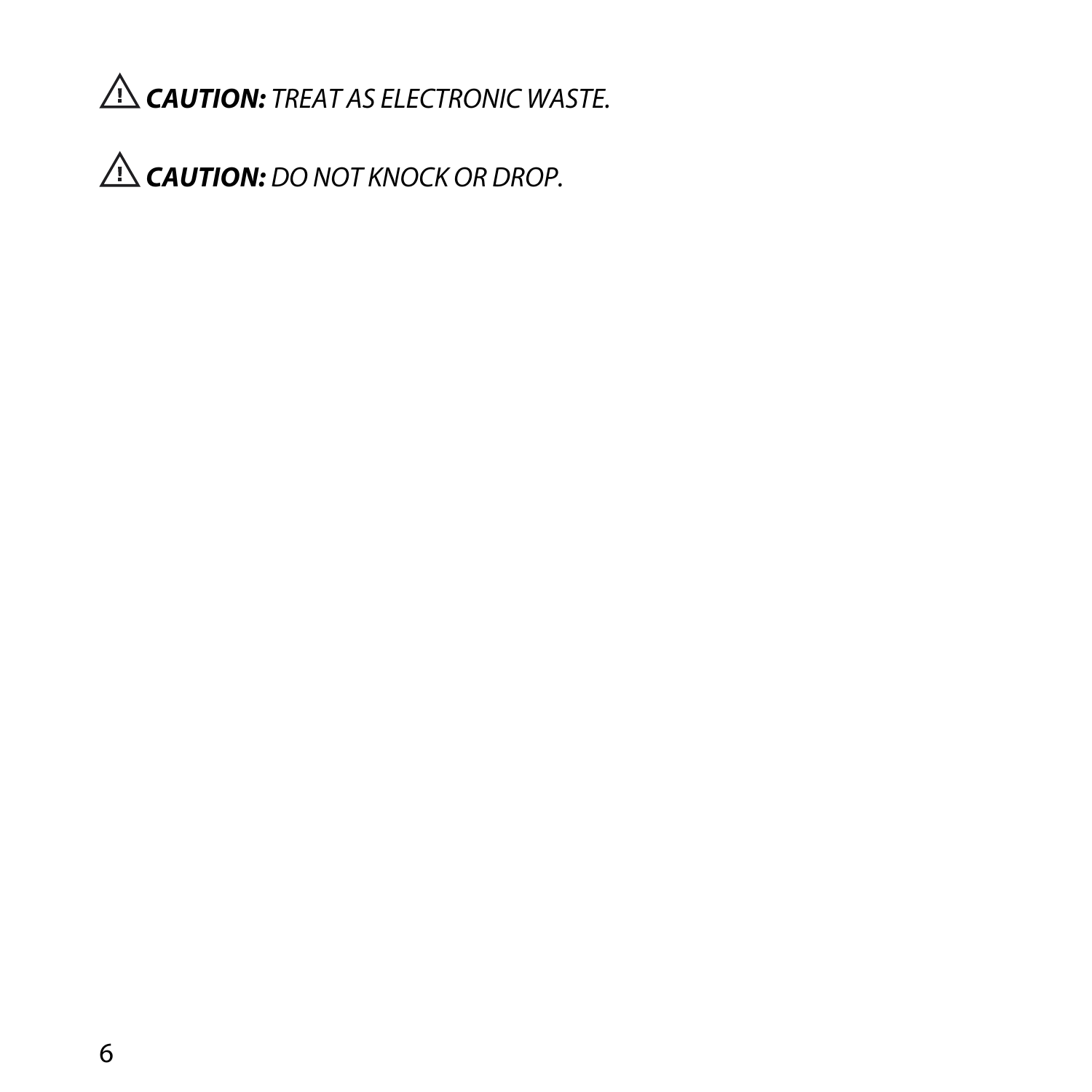⚠ ***CAUTION:*** *TREAT AS ELECTRONIC WASTE.*

⚠ ***CAUTION:*** *DO NOT KNOCK OR DROP.*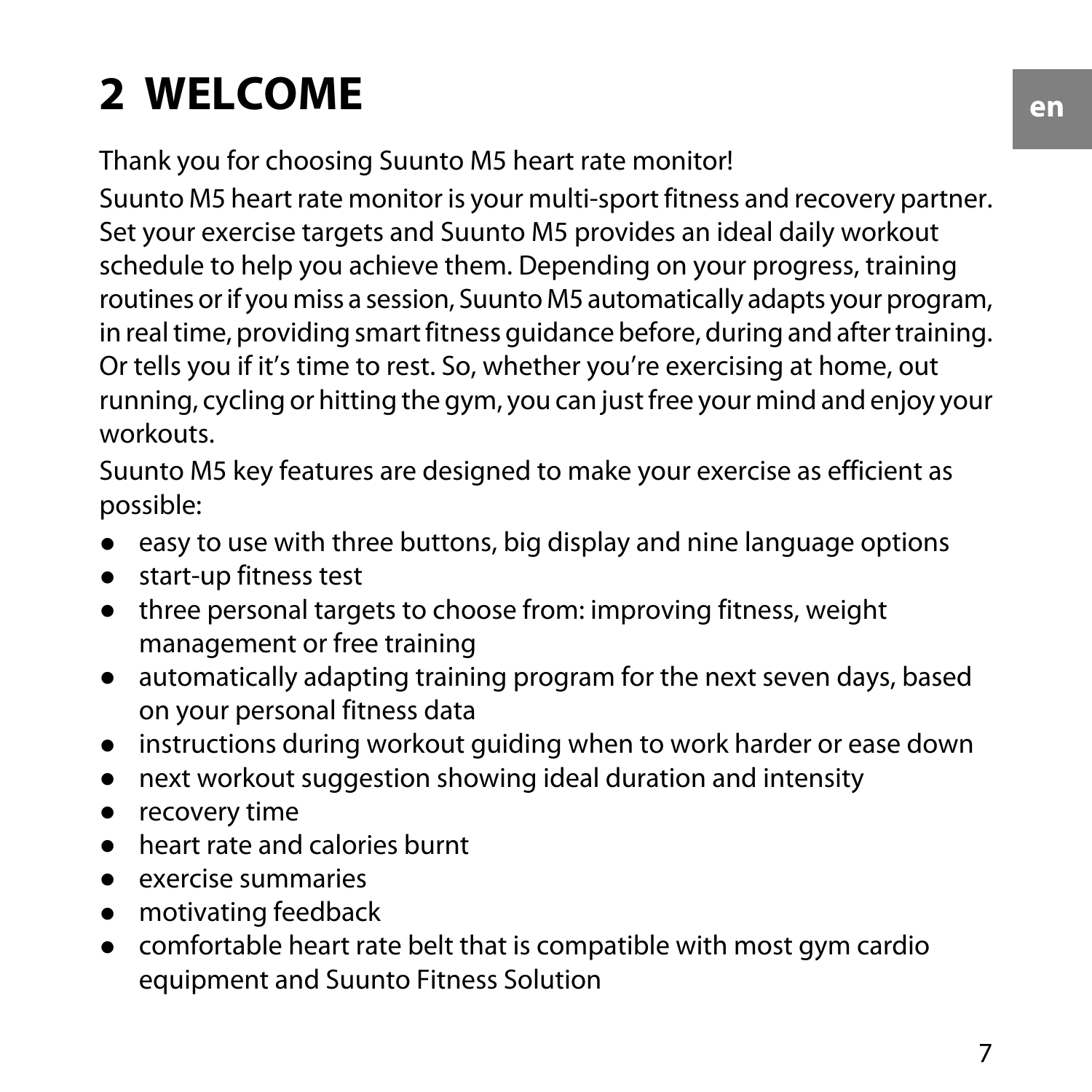# 2 WELCOME

Thank you for choosing Suunto M5 heart rate monitor!

Suunto M5 heart rate monitor is your multi-sport fitness and recovery partner. Set your exercise targets and Suunto M5 provides an ideal daily workout schedule to help you achieve them. Depending on your progress, training routines or if you miss a session, Suunto M5 automatically adapts your program, in real time, providing smart fitness guidance before, during and after training. Or tells you if it's time to rest. So, whether you're exercising at home, out running, cycling or hitting the gym, you can just free your mind and enjoy your workouts.

Suunto M5 key features are designed to make your exercise as efficient as possible:

- easy to use with three buttons, big display and nine language options
- start-up fitness test
- three personal targets to choose from: improving fitness, weight management or free training
- automatically adapting training program for the next seven days, based on your personal fitness data
- instructions during workout guiding when to work harder or ease down
- next workout suggestion showing ideal duration and intensity
- recovery time
- heart rate and calories burnt
- exercise summaries
- motivating feedback
- comfortable heart rate belt that is compatible with most gym cardio equipment and Suunto Fitness Solution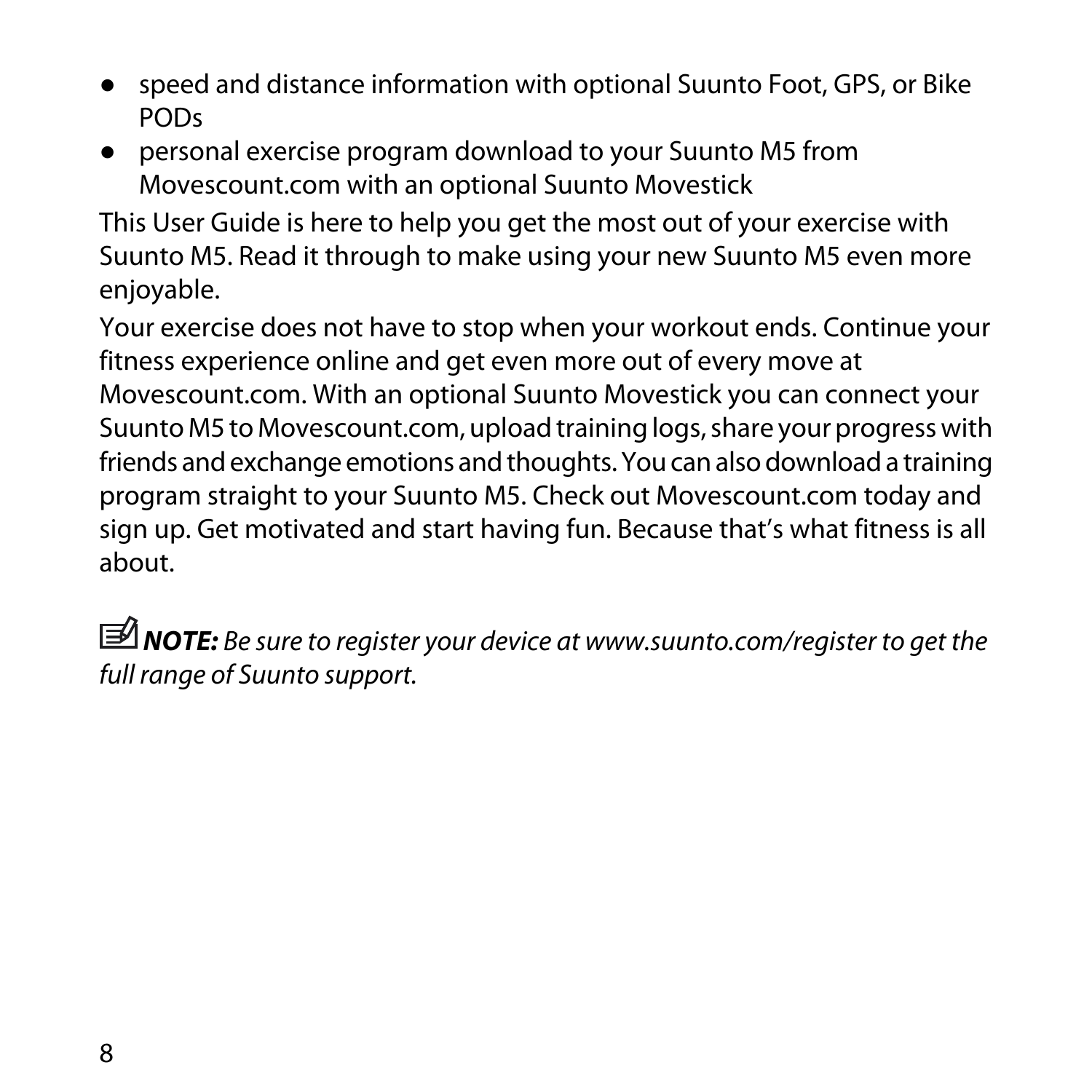- speed and distance information with optional Suunto Foot, GPS, or Bike PODs
- personal exercise program download to your Suunto M5 from Movescount.com with an optional Suunto Movestick

This User Guide is here to help you get the most out of your exercise with Suunto M5. Read it through to make using your new Suunto M5 even more enjoyable.

Your exercise does not have to stop when your workout ends. Continue your fitness experience online and get even more out of every move at Movescount.com. With an optional Suunto Movestick you can connect your Suunto M5 to Movescount.com, upload training logs, share your progress with friends and exchange emotions and thoughts. You can also download a training program straight to your Suunto M5. Check out Movescount.com today and sign up. Get motivated and start having fun. Because that's what fitness is all about.

***NOTE:*** *Be sure to register your device at www.suunto.com/register to get the full range of Suunto support.*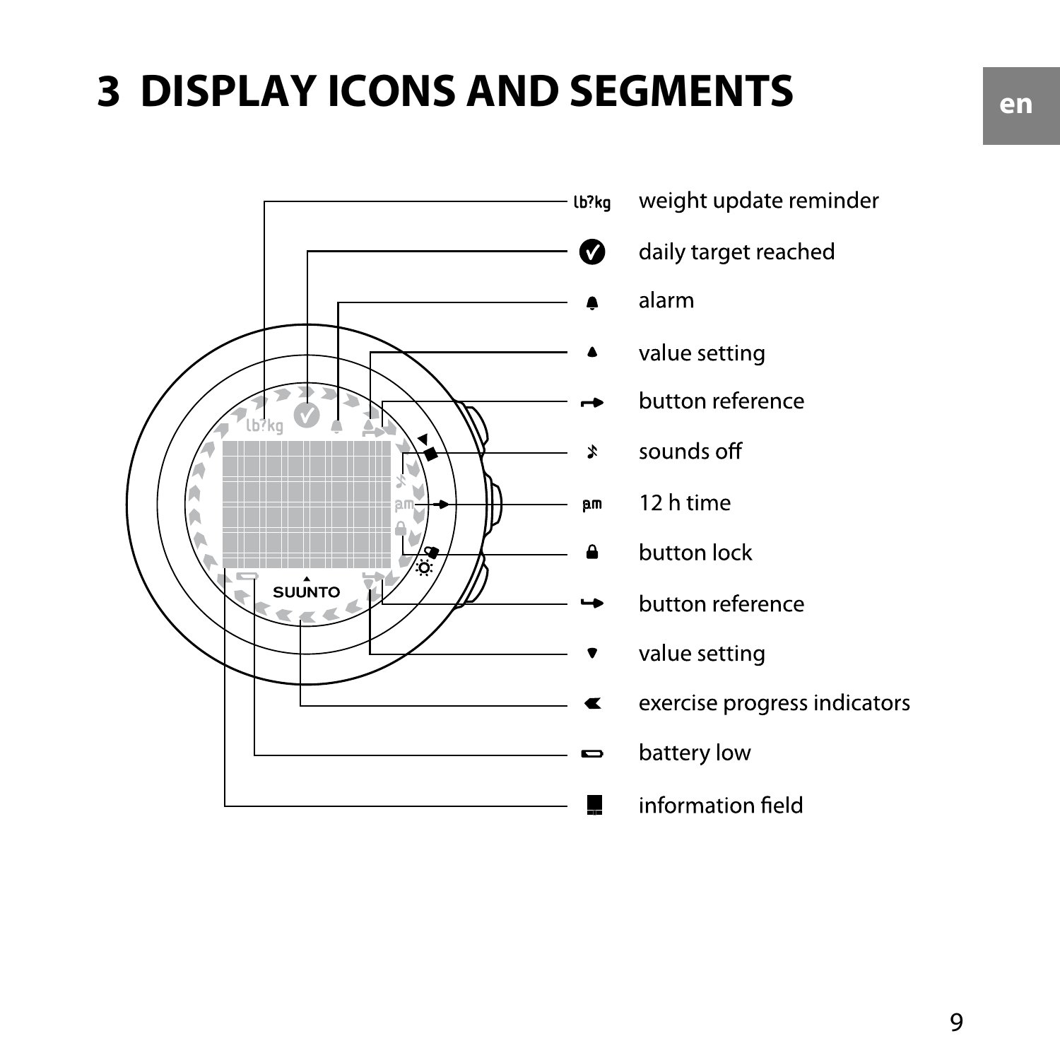# 3 DISPLAY ICONS AND SEGMENTS

- lb?kg weight update reminder
- daily target reached
- alarm
- value setting
- button reference
- sounds off
- pm 12 h time
- button lock
- button reference
- value setting
- exercise progress indicators
- battery low
- information field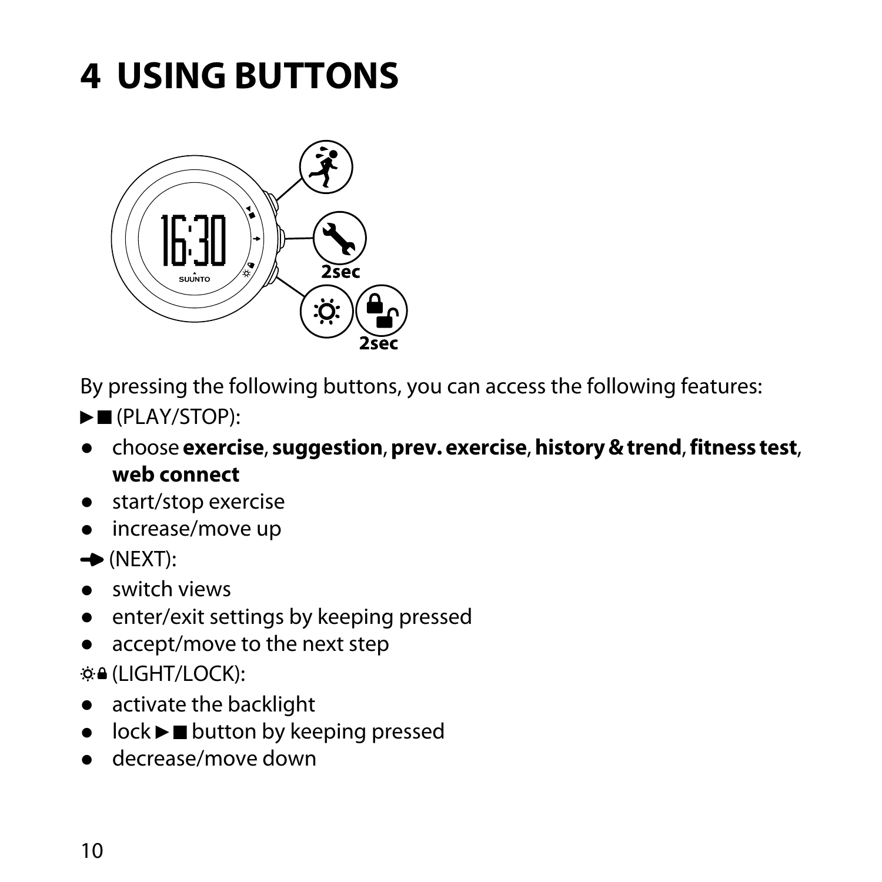# 4 USING BUTTONS

By pressing the following buttons, you can access the following features:

►■ (PLAY/STOP):

- choose **exercise**, **suggestion**, **prev. exercise**, **history & trend**, **fitness test**, **web connect**
- start/stop exercise
- increase/move up

➔ (NEXT):

- switch views
- enter/exit settings by keeping pressed
- accept/move to the next step

☼🔒 (LIGHT/LOCK):

- activate the backlight
- lock ►■ button by keeping pressed
- decrease/move down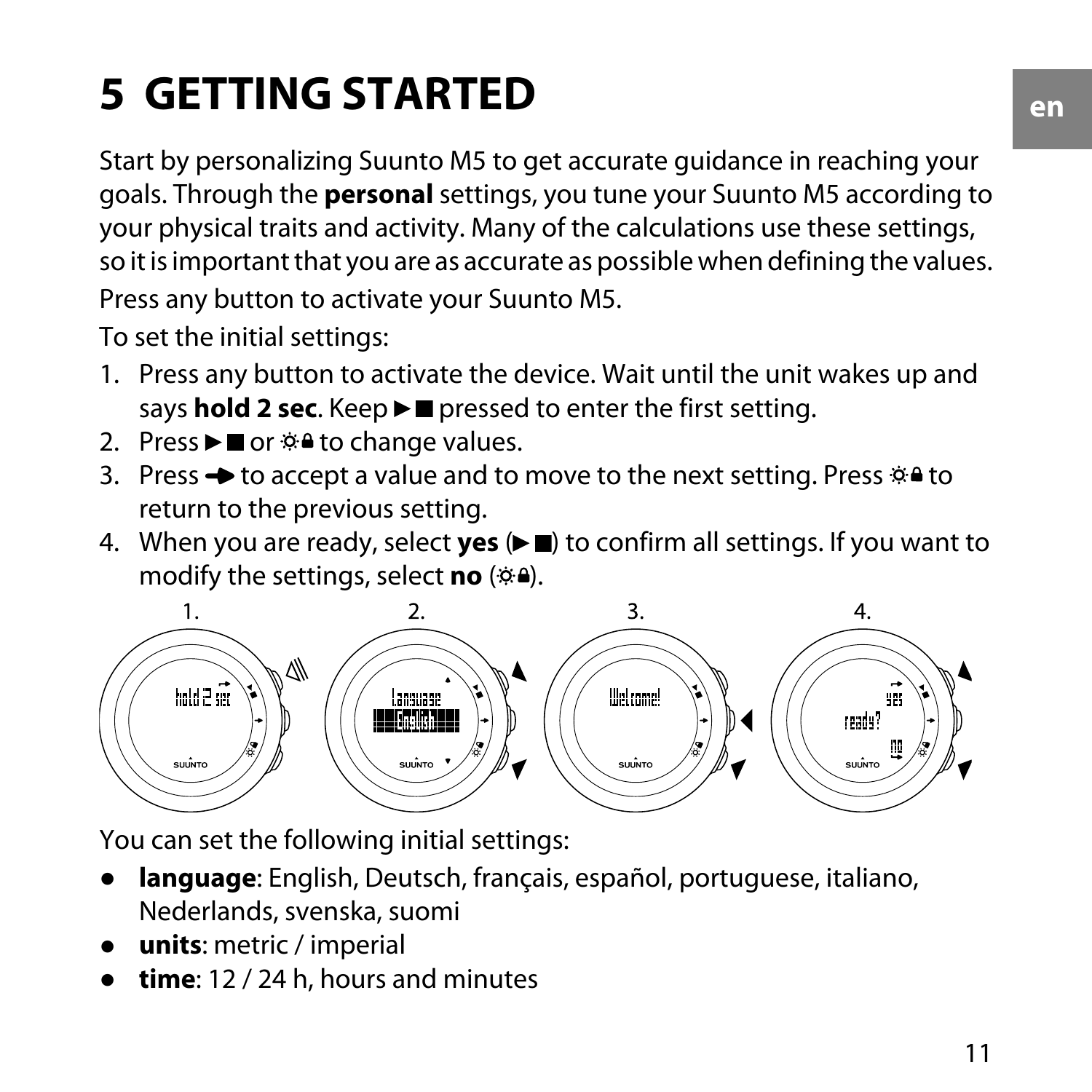# 5 GETTING STARTED

Start by personalizing Suunto M5 to get accurate guidance in reaching your goals. Through the **personal** settings, you tune your Suunto M5 according to your physical traits and activity. Many of the calculations use these settings, so it is important that you are as accurate as possible when defining the values.

Press any button to activate your Suunto M5.

To set the initial settings:

1. Press any button to activate the device. Wait until the unit wakes up and says **hold 2 sec**. Keep ►■ pressed to enter the first setting.
2. Press ►■ or ☼🔒 to change values.
3. Press ➔ to accept a value and to move to the next setting. Press ☼🔒 to return to the previous setting.
4. When you are ready, select **yes** (►■) to confirm all settings. If you want to modify the settings, select **no** (☼🔒).

You can set the following initial settings:

- **language**: English, Deutsch, français, español, portuguese, italiano, Nederlands, svenska, suomi
- **units**: metric / imperial
- **time**: 12 / 24 h, hours and minutes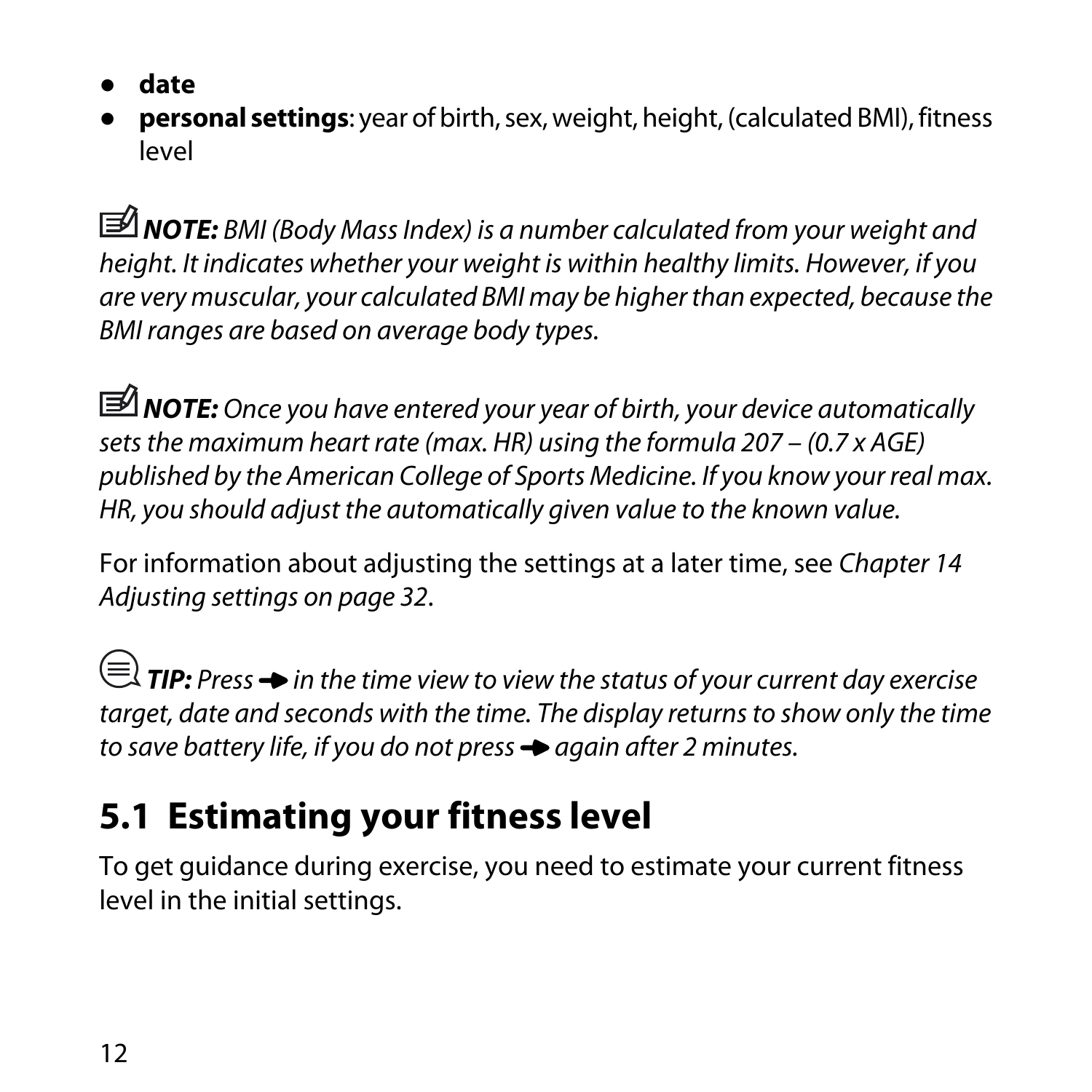- **date**
- **personal settings**: year of birth, sex, weight, height, (calculated BMI), fitness level

***NOTE:*** *BMI (Body Mass Index) is a number calculated from your weight and height. It indicates whether your weight is within healthy limits. However, if you are very muscular, your calculated BMI may be higher than expected, because the BMI ranges are based on average body types.*

***NOTE:*** *Once you have entered your year of birth, your device automatically sets the maximum heart rate (max. HR) using the formula 207 – (0.7 x AGE) published by the American College of Sports Medicine. If you know your real max. HR, you should adjust the automatically given value to the known value.*

For information about adjusting the settings at a later time, see *Chapter 14 Adjusting settings on page 32*.

***TIP:*** *Press ➔ in the time view to view the status of your current day exercise target, date and seconds with the time. The display returns to show only the time to save battery life, if you do not press ➔ again after 2 minutes.*

## 5.1 Estimating your fitness level

To get guidance during exercise, you need to estimate your current fitness level in the initial settings.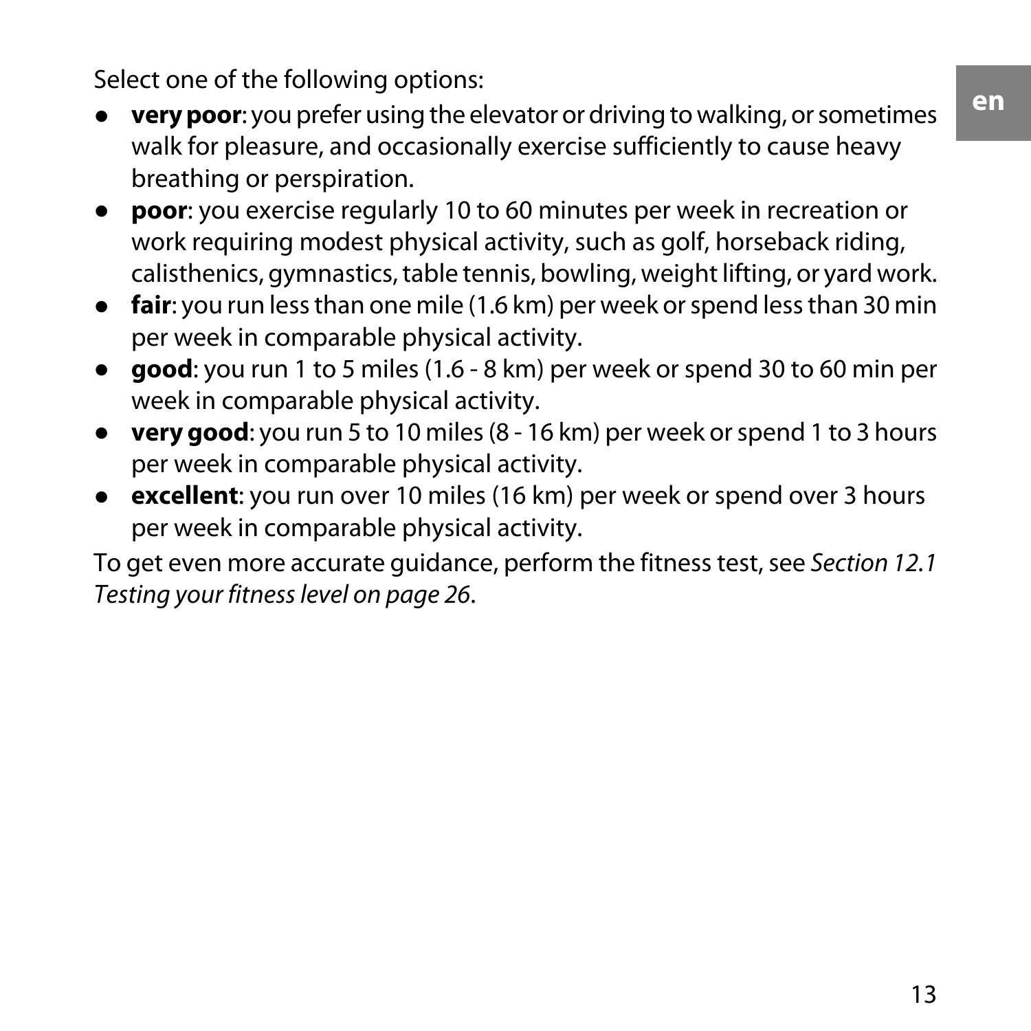Select one of the following options:

- **very poor**: you prefer using the elevator or driving to walking, or sometimes walk for pleasure, and occasionally exercise sufficiently to cause heavy breathing or perspiration.
- **poor**: you exercise regularly 10 to 60 minutes per week in recreation or work requiring modest physical activity, such as golf, horseback riding, calisthenics, gymnastics, table tennis, bowling, weight lifting, or yard work.
- **fair**: you run less than one mile (1.6 km) per week or spend less than 30 min per week in comparable physical activity.
- **good**: you run 1 to 5 miles (1.6 - 8 km) per week or spend 30 to 60 min per week in comparable physical activity.
- **very good**: you run 5 to 10 miles (8 - 16 km) per week or spend 1 to 3 hours per week in comparable physical activity.
- **excellent**: you run over 10 miles (16 km) per week or spend over 3 hours per week in comparable physical activity.

To get even more accurate guidance, perform the fitness test, see *Section 12.1 Testing your fitness level on page 26*.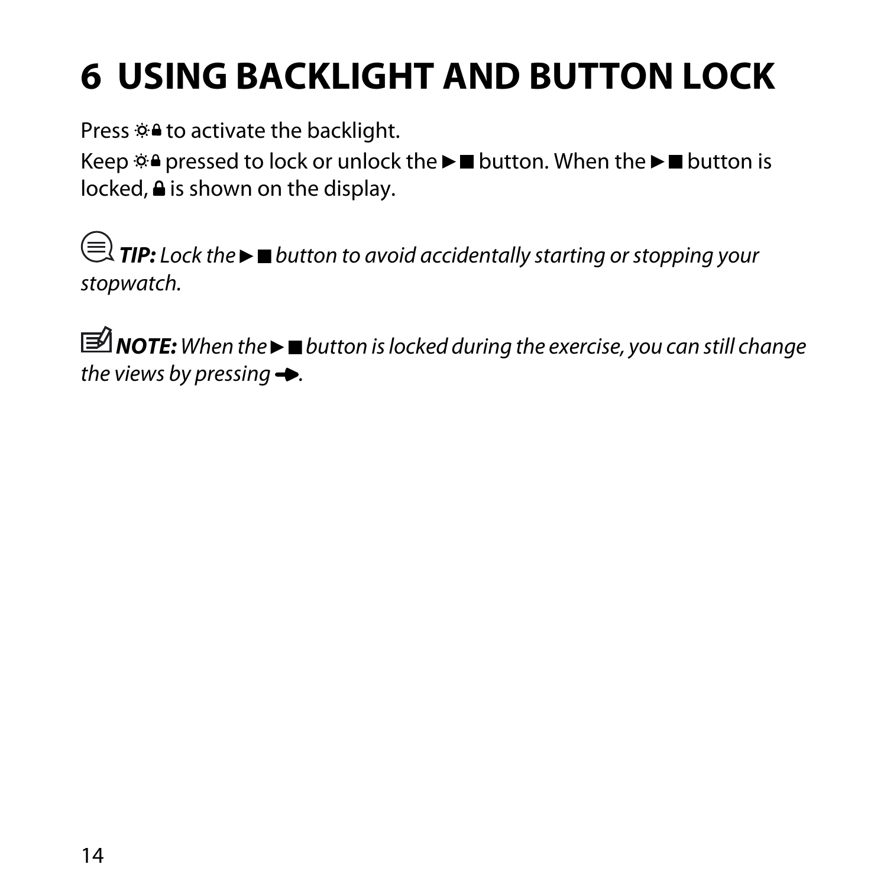# 6 USING BACKLIGHT AND BUTTON LOCK

Press ☼🔒 to activate the backlight.

Keep ☼🔒 pressed to lock or unlock the ►■ button. When the ►■ button is locked, 🔒 is shown on the display.

***TIP:*** *Lock the ►■ button to avoid accidentally starting or stopping your stopwatch.*

***NOTE:*** *When the ►■ button is locked during the exercise, you can still change the views by pressing ➔.*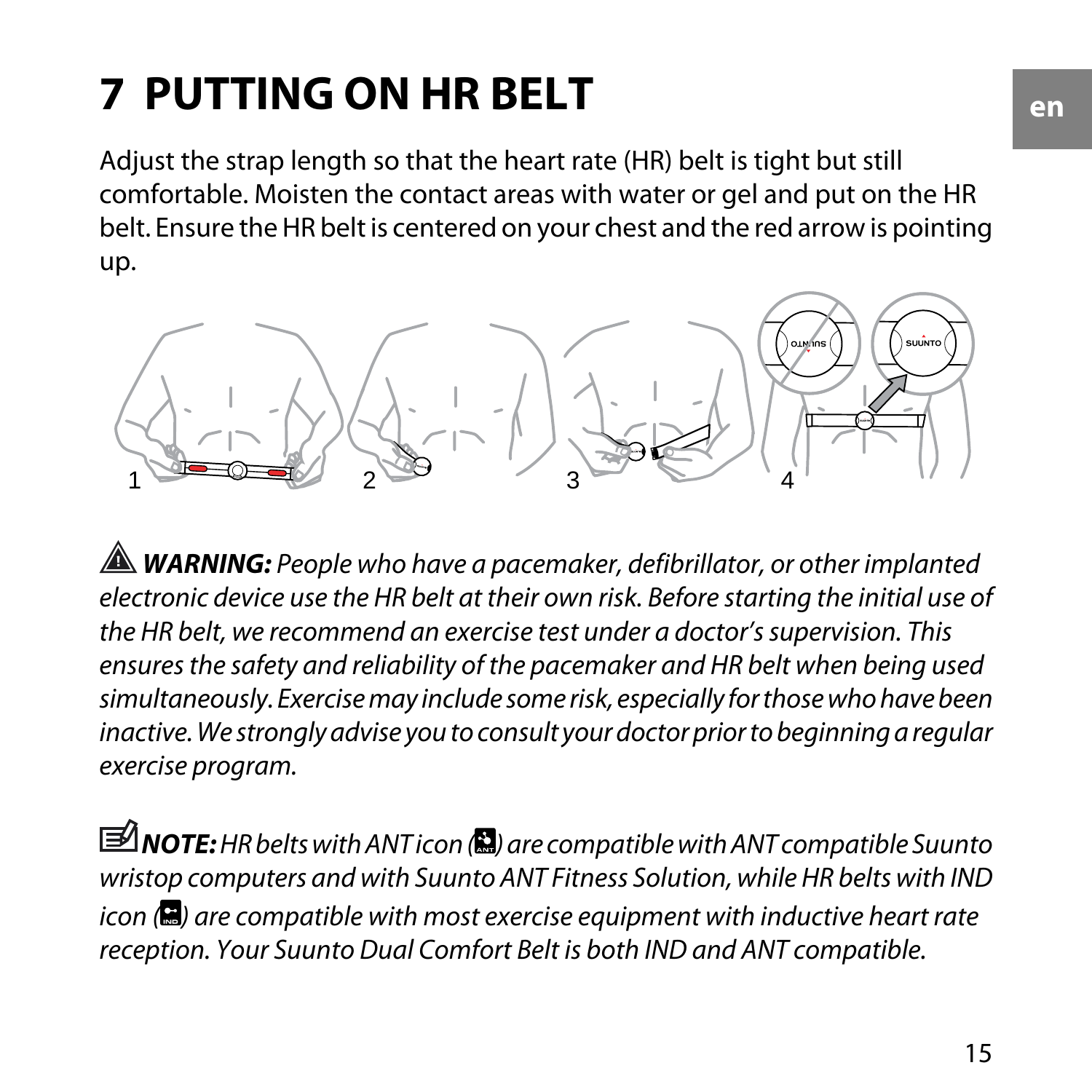# 7 PUTTING ON HR BELT

Adjust the strap length so that the heart rate (HR) belt is tight but still comfortable. Moisten the contact areas with water or gel and put on the HR belt. Ensure the HR belt is centered on your chest and the red arrow is pointing up.

⚠ ***WARNING:*** *People who have a pacemaker, defibrillator, or other implanted electronic device use the HR belt at their own risk. Before starting the initial use of the HR belt, we recommend an exercise test under a doctor's supervision. This ensures the safety and reliability of the pacemaker and HR belt when being used simultaneously. Exercise may include some risk, especially for those who have been inactive. We strongly advise you to consult your doctor prior to beginning a regular exercise program.*

***NOTE:*** *HR belts with ANT icon ( ) are compatible with ANT compatible Suunto wristop computers and with Suunto ANT Fitness Solution, while HR belts with IND icon ( ) are compatible with most exercise equipment with inductive heart rate reception. Your Suunto Dual Comfort Belt is both IND and ANT compatible.*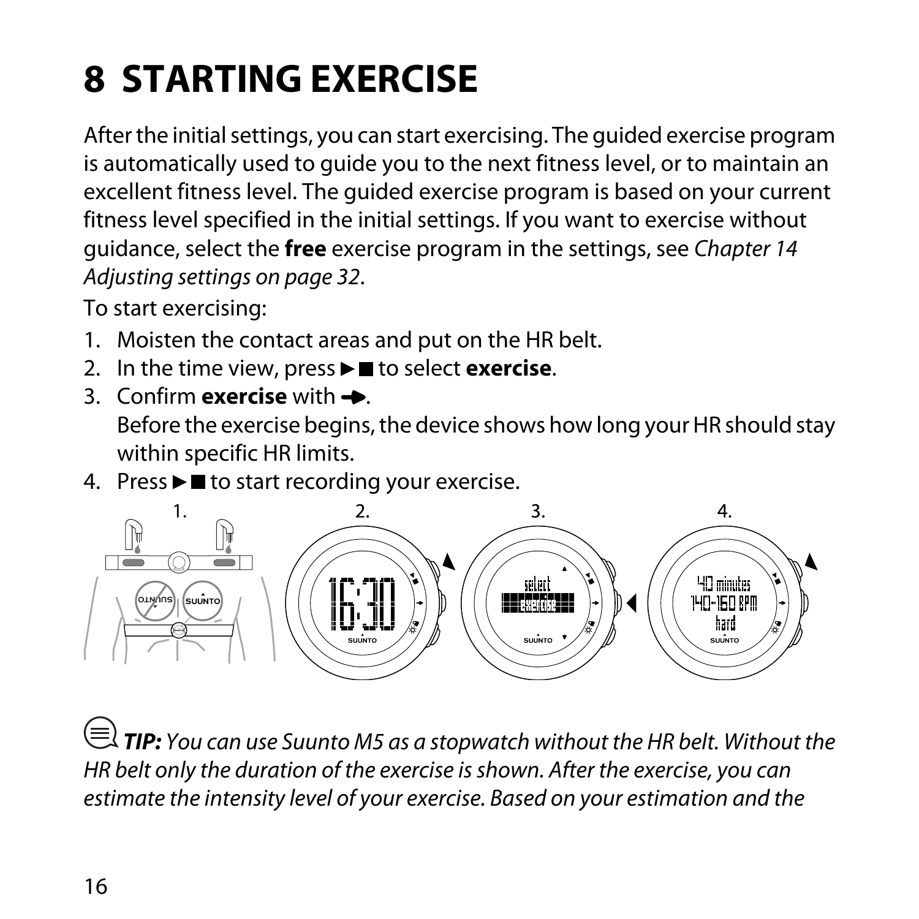# 8 STARTING EXERCISE

After the initial settings, you can start exercising. The guided exercise program is automatically used to guide you to the next fitness level, or to maintain an excellent fitness level. The guided exercise program is based on your current fitness level specified in the initial settings. If you want to exercise without guidance, select the **free** exercise program in the settings, see *Chapter 14 Adjusting settings on page 32*.

To start exercising:

1. Moisten the contact areas and put on the HR belt.
2. In the time view, press ▶■ to select **exercise**.
3. Confirm **exercise** with ➔.
   Before the exercise begins, the device shows how long your HR should stay within specific HR limits.
4. Press ▶■ to start recording your exercise.

**TIP:** *You can use Suunto M5 as a stopwatch without the HR belt. Without the HR belt only the duration of the exercise is shown. After the exercise, you can estimate the intensity level of your exercise. Based on your estimation and the*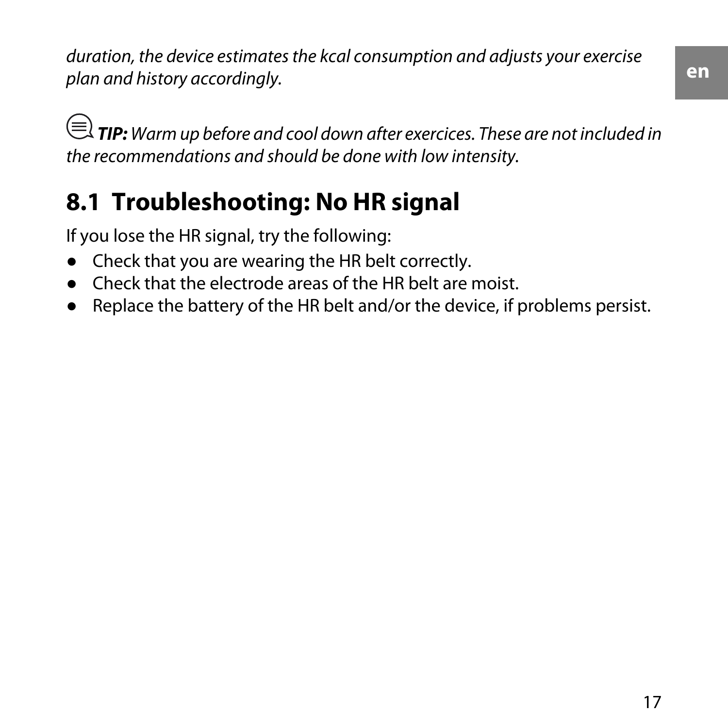*duration, the device estimates the kcal consumption and adjusts your exercise plan and history accordingly.*

***TIP:*** *Warm up before and cool down after exercices. These are not included in the recommendations and should be done with low intensity.*

## 8.1 Troubleshooting: No HR signal

If you lose the HR signal, try the following:

- Check that you are wearing the HR belt correctly.
- Check that the electrode areas of the HR belt are moist.
- Replace the battery of the HR belt and/or the device, if problems persist.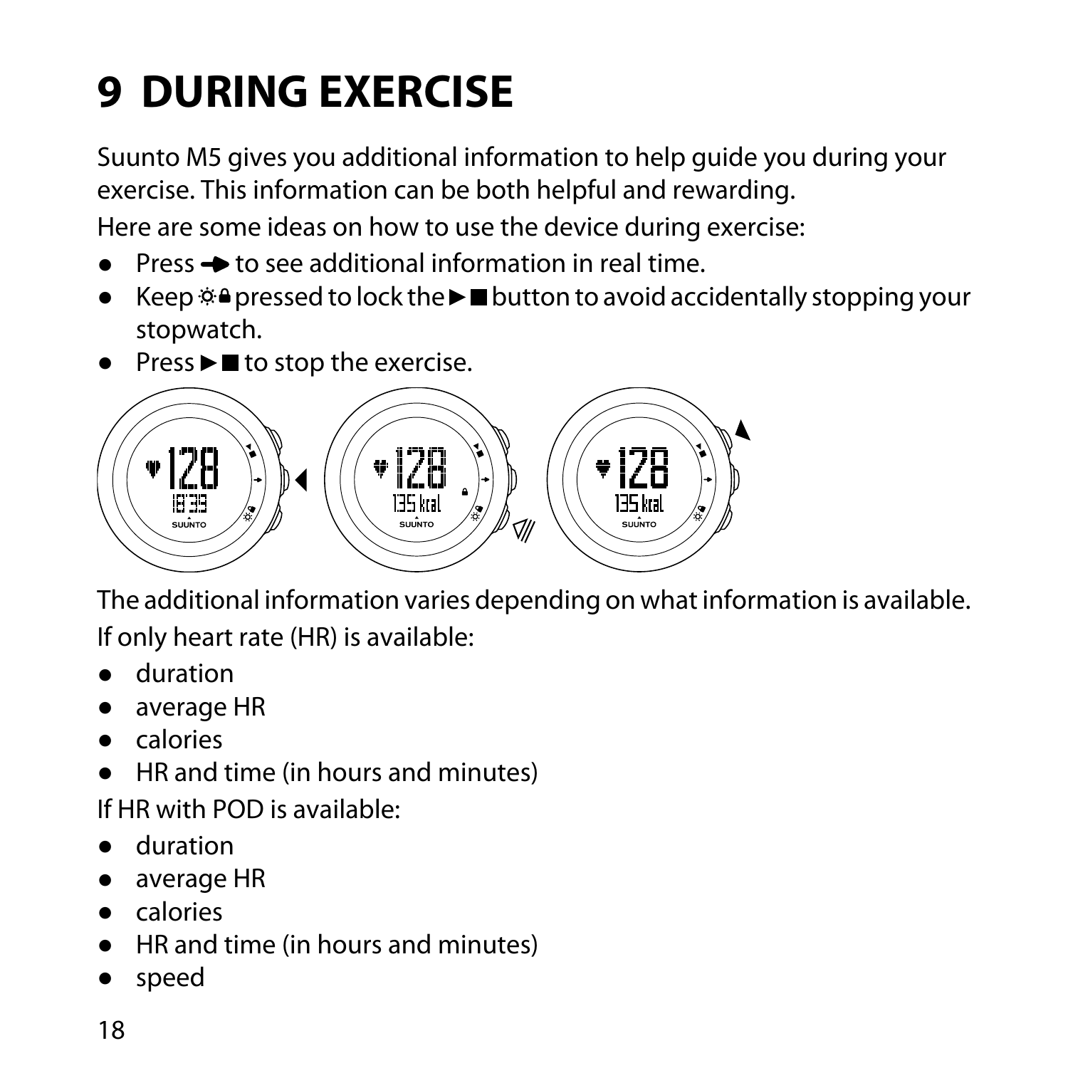# 9 DURING EXERCISE

Suunto M5 gives you additional information to help guide you during your exercise. This information can be both helpful and rewarding.

Here are some ideas on how to use the device during exercise:

- Press ➔ to see additional information in real time.
- Keep ☼🔒 pressed to lock the ►■ button to avoid accidentally stopping your stopwatch.
- Press ►■ to stop the exercise.

The additional information varies depending on what information is available.

If only heart rate (HR) is available:

- duration
- average HR
- calories
- HR and time (in hours and minutes)

If HR with POD is available:

- duration
- average HR
- calories
- HR and time (in hours and minutes)
- speed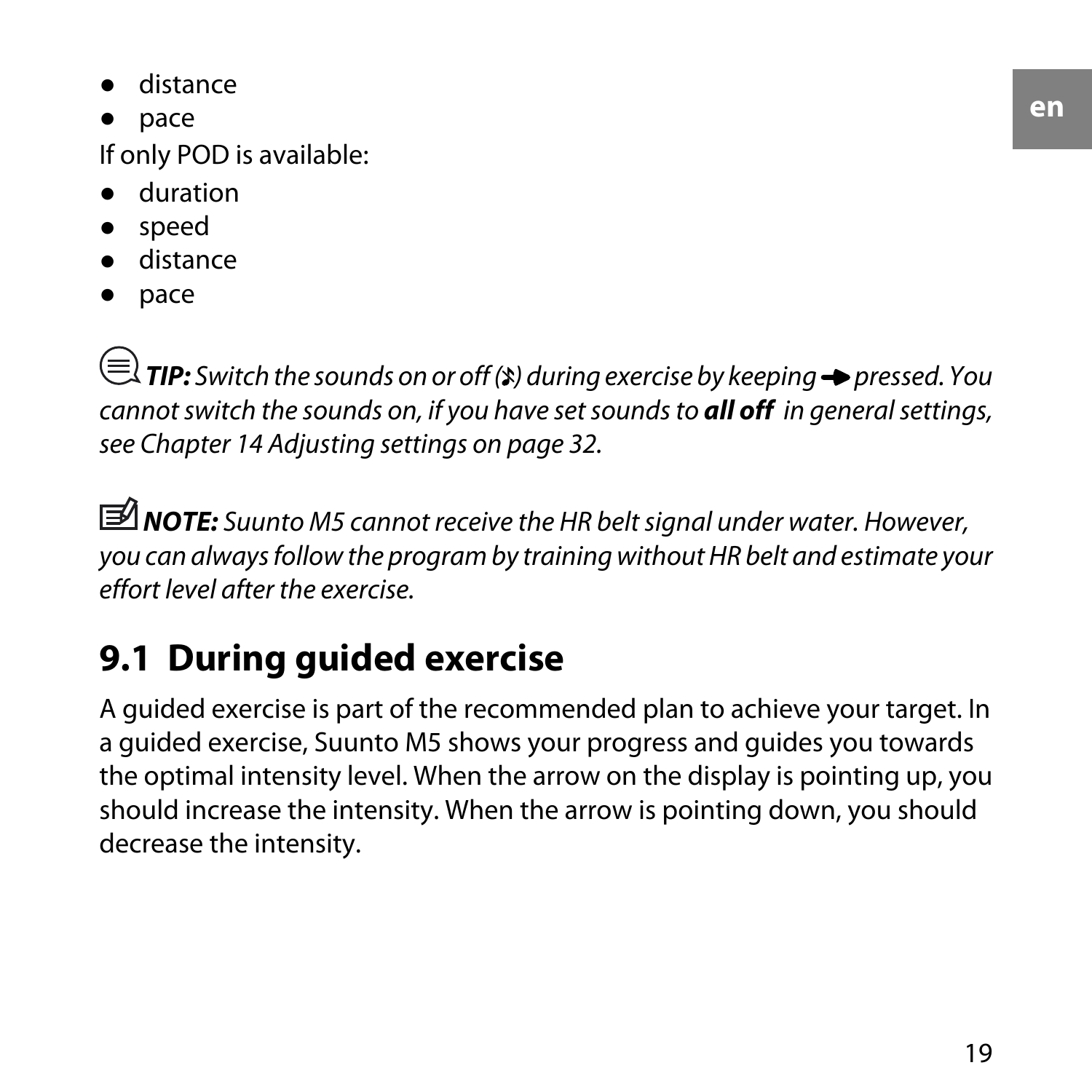- distance
- pace

If only POD is available:

- duration
- speed
- distance
- pace

**TIP:** *Switch the sounds on or off (♪) during exercise by keeping ➔ pressed. You cannot switch the sounds on, if you have set sounds to* ***all off*** *in general settings, see Chapter 14 Adjusting settings on page 32.*

**NOTE:** *Suunto M5 cannot receive the HR belt signal under water. However, you can always follow the program by training without HR belt and estimate your effort level after the exercise.*

## 9.1 During guided exercise

A guided exercise is part of the recommended plan to achieve your target. In a guided exercise, Suunto M5 shows your progress and guides you towards the optimal intensity level. When the arrow on the display is pointing up, you should increase the intensity. When the arrow is pointing down, you should decrease the intensity.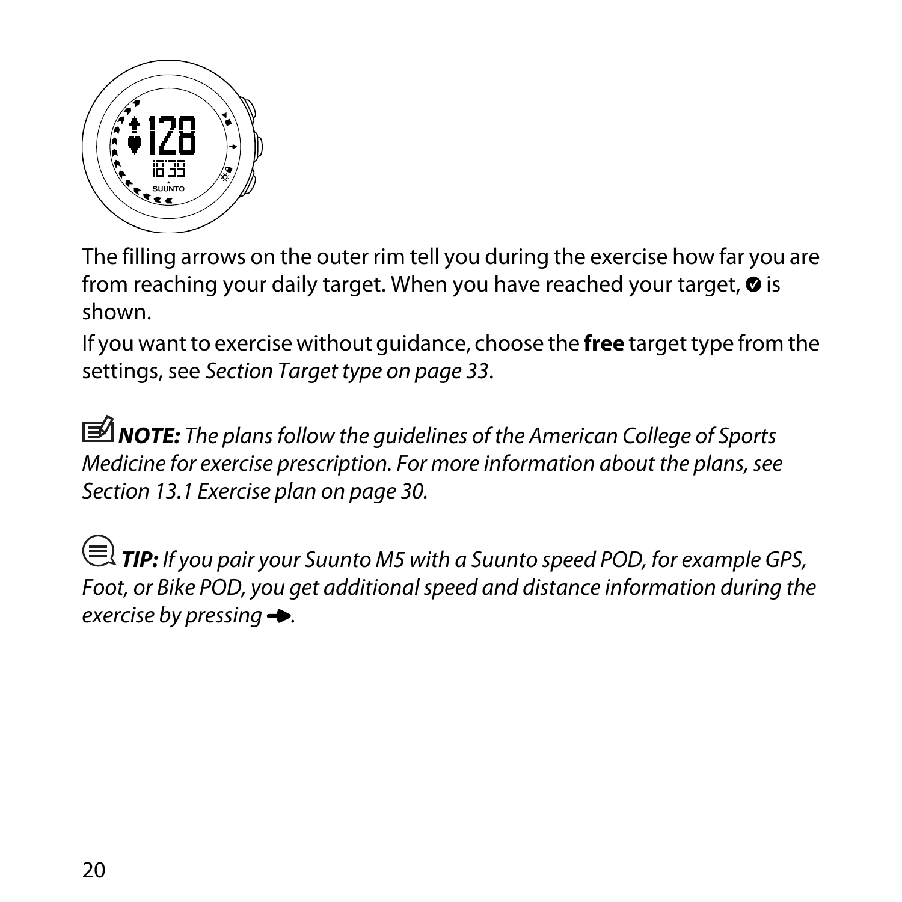The filling arrows on the outer rim tell you during the exercise how far you are from reaching your daily target. When you have reached your target, ✔ is shown.

If you want to exercise without guidance, choose the **free** target type from the settings, see *Section Target type on page 33*.

***NOTE:*** *The plans follow the guidelines of the American College of Sports Medicine for exercise prescription. For more information about the plans, see Section 13.1 Exercise plan on page 30.*

***TIP:*** *If you pair your Suunto M5 with a Suunto speed POD, for example GPS, Foot, or Bike POD, you get additional speed and distance information during the exercise by pressing ➔.*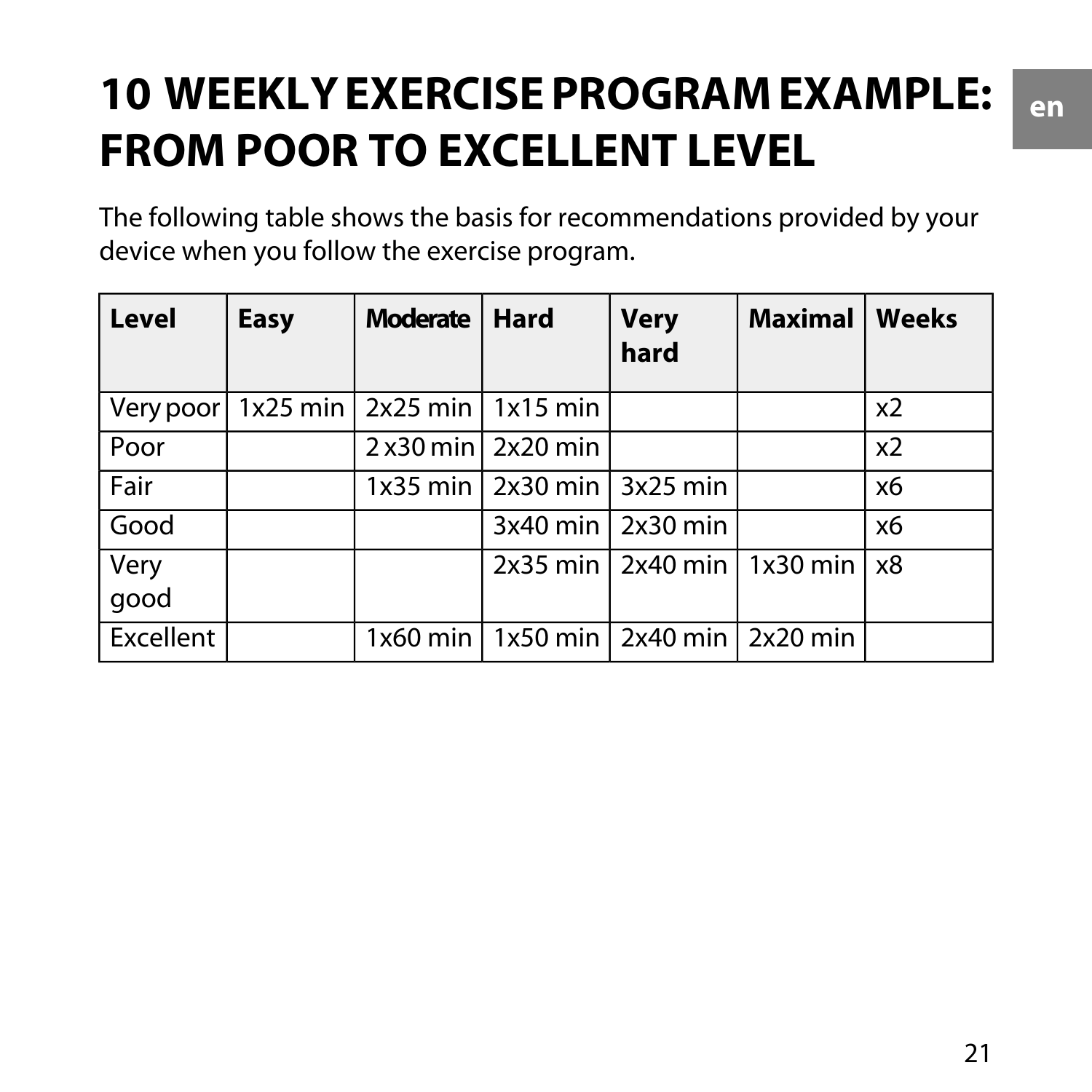# 10 WEEKLY EXERCISE PROGRAM EXAMPLE: FROM POOR TO EXCELLENT LEVEL

The following table shows the basis for recommendations provided by your device when you follow the exercise program.

| Level | Easy | Moderate | Hard | Very hard | Maximal | Weeks |
|---|---|---|---|---|---|---|
| Very poor | 1x25 min | 2x25 min | 1x15 min | | | x2 |
| Poor | | 2 x30 min | 2x20 min | | | x2 |
| Fair | | 1x35 min | 2x30 min | 3x25 min | | x6 |
| Good | | | 3x40 min | 2x30 min | | x6 |
| Very good | | | 2x35 min | 2x40 min | 1x30 min | x8 |
| Excellent | | 1x60 min | 1x50 min | 2x40 min | 2x20 min | |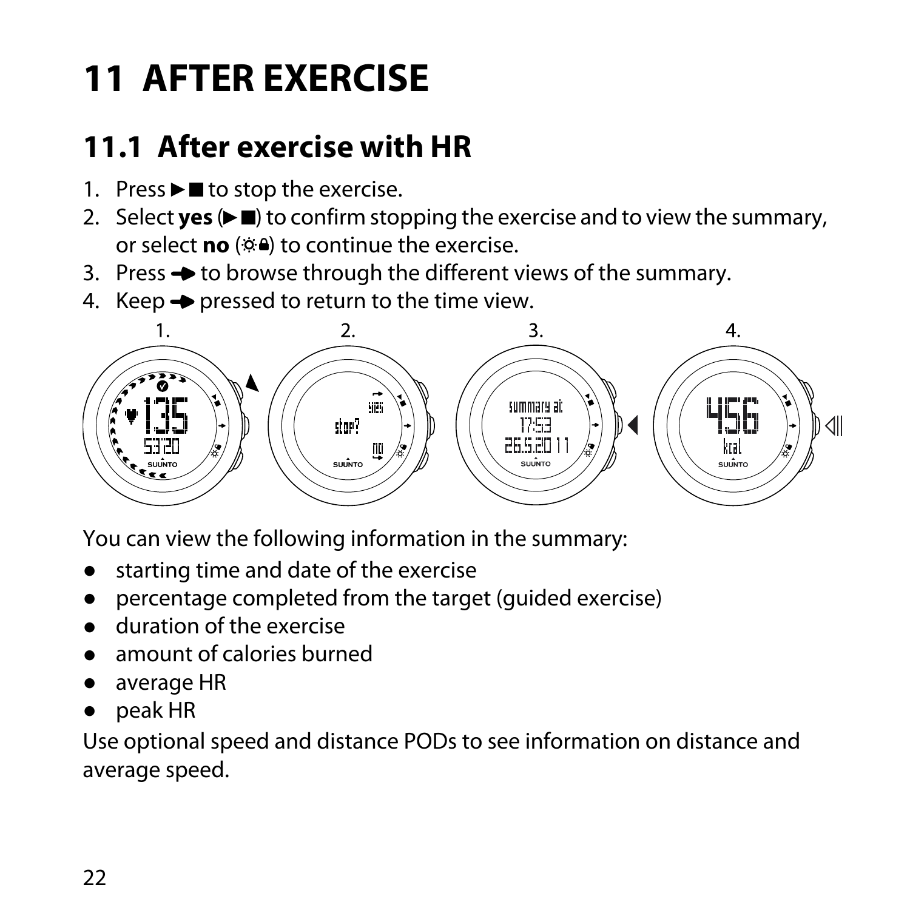# 11 AFTER EXERCISE

## 11.1 After exercise with HR

1. Press ►■ to stop the exercise.
2. Select **yes** (►■) to confirm stopping the exercise and to view the summary, or select **no** (☼🔒) to continue the exercise.
3. Press ➡ to browse through the different views of the summary.
4. Keep ➡ pressed to return to the time view.

You can view the following information in the summary:

- starting time and date of the exercise
- percentage completed from the target (guided exercise)
- duration of the exercise
- amount of calories burned
- average HR
- peak HR

Use optional speed and distance PODs to see information on distance and average speed.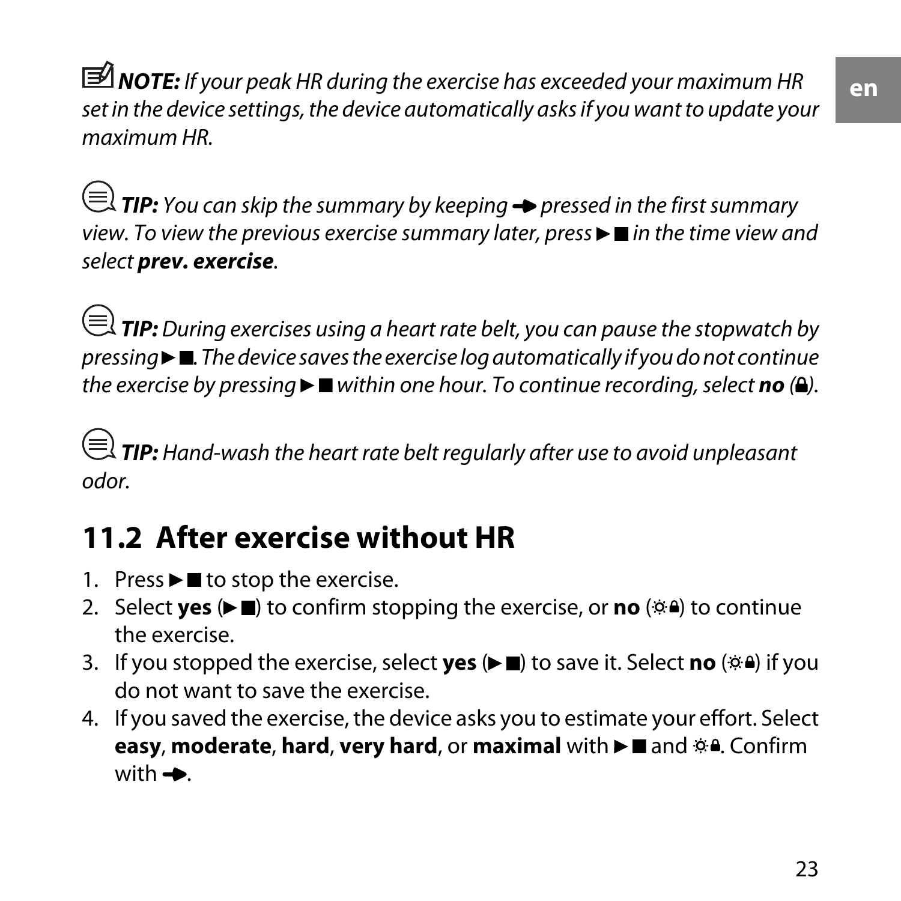***NOTE:*** *If your peak HR during the exercise has exceeded your maximum HR set in the device settings, the device automatically asks if you want to update your maximum HR.*

***TIP:*** *You can skip the summary by keeping ➔ pressed in the first summary view. To view the previous exercise summary later, press ►■ in the time view and select **prev. exercise**.*

***TIP:*** *During exercises using a heart rate belt, you can pause the stopwatch by pressing ►■. The device saves the exercise log automatically if you do not continue the exercise by pressing ►■ within one hour. To continue recording, select **no** (🔒).*

***TIP:*** *Hand-wash the heart rate belt regularly after use to avoid unpleasant odor.*

## 11.2 After exercise without HR

1. Press ►■ to stop the exercise.
2. Select **yes** (►■) to confirm stopping the exercise, or **no** (☼🔒) to continue the exercise.
3. If you stopped the exercise, select **yes** (►■) to save it. Select **no** (☼🔒) if you do not want to save the exercise.
4. If you saved the exercise, the device asks you to estimate your effort. Select **easy**, **moderate**, **hard**, **very hard**, or **maximal** with ►■ and ☼🔒. Confirm with ➔.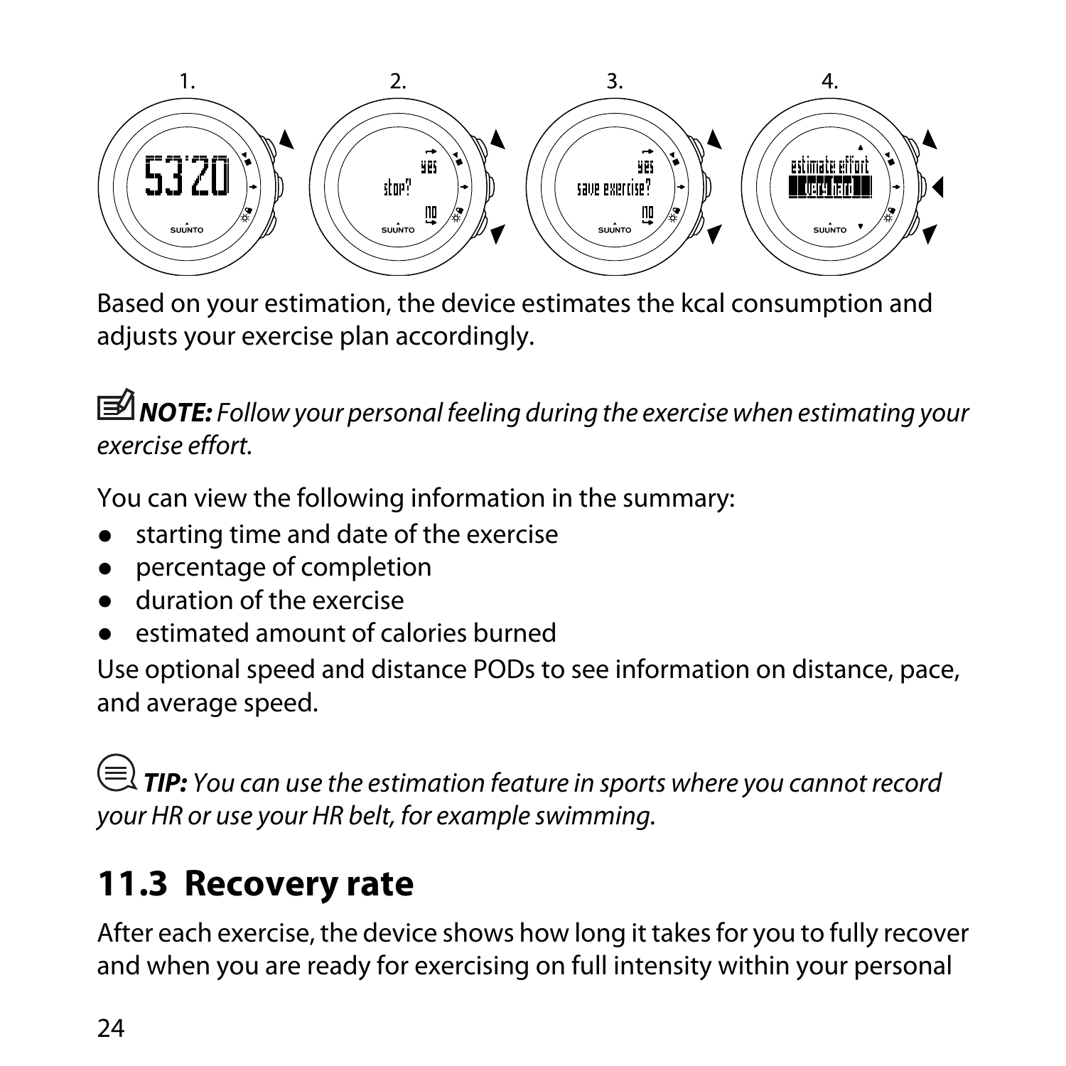Based on your estimation, the device estimates the kcal consumption and adjusts your exercise plan accordingly.

**NOTE:** *Follow your personal feeling during the exercise when estimating your exercise effort.*

You can view the following information in the summary:

- starting time and date of the exercise
- percentage of completion
- duration of the exercise
- estimated amount of calories burned

Use optional speed and distance PODs to see information on distance, pace, and average speed.

**TIP:** *You can use the estimation feature in sports where you cannot record your HR or use your HR belt, for example swimming.*

## 11.3 Recovery rate

After each exercise, the device shows how long it takes for you to fully recover and when you are ready for exercising on full intensity within your personal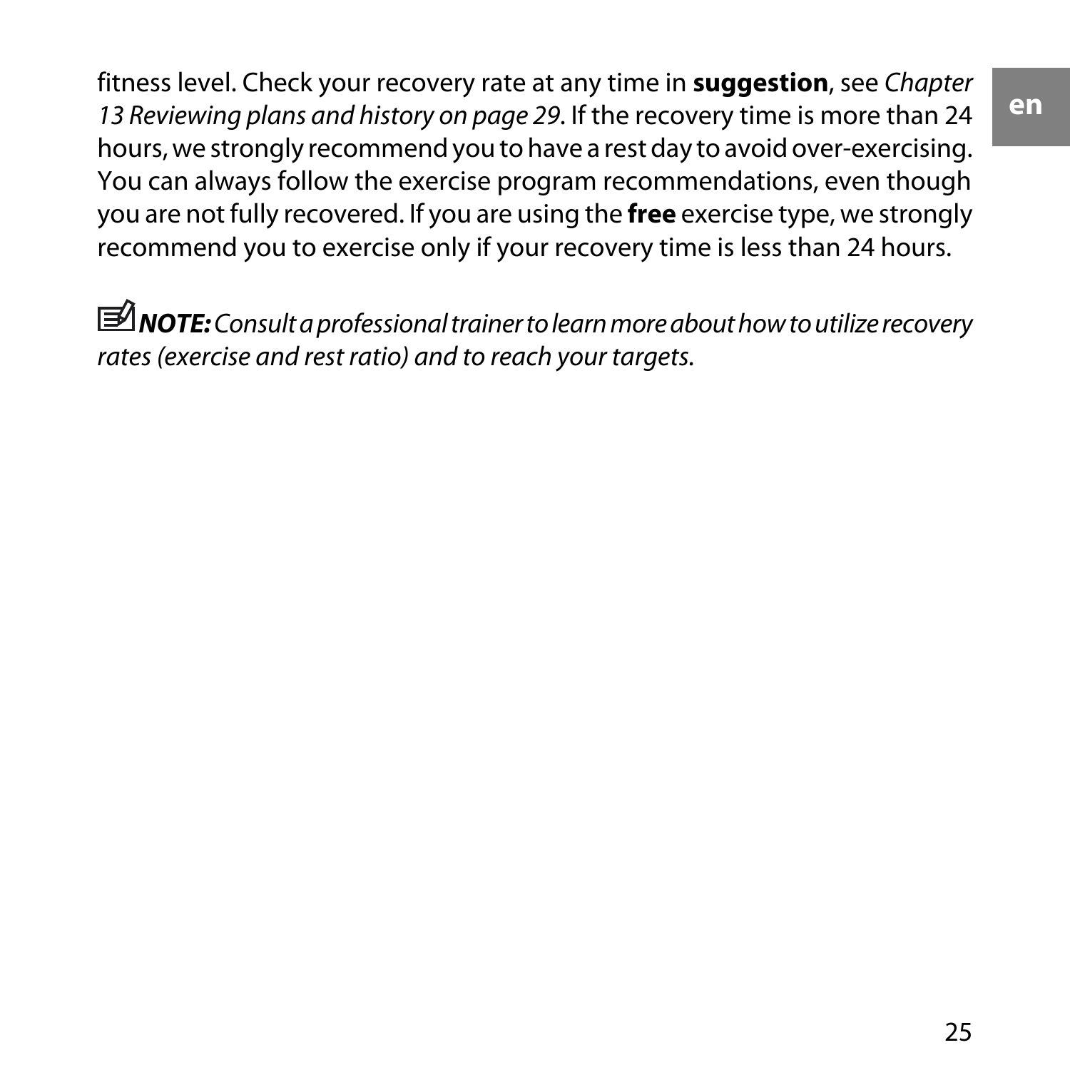fitness level. Check your recovery rate at any time in **suggestion**, see *Chapter 13 Reviewing plans and history on page 29*. If the recovery time is more than 24 hours, we strongly recommend you to have a rest day to avoid over-exercising. You can always follow the exercise program recommendations, even though you are not fully recovered. If you are using the **free** exercise type, we strongly recommend you to exercise only if your recovery time is less than 24 hours.

***NOTE:*** *Consult a professional trainer to learn more about how to utilize recovery rates (exercise and rest ratio) and to reach your targets.*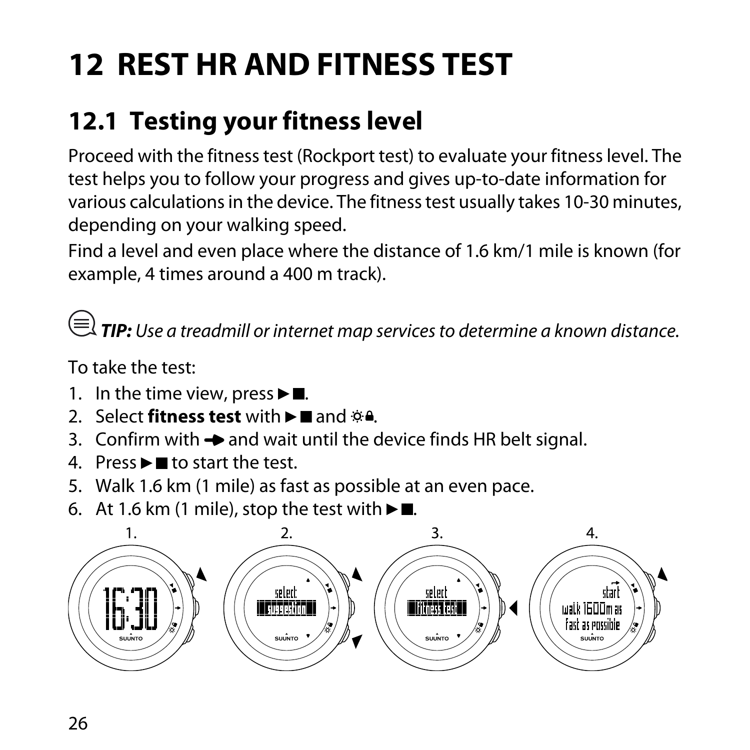# 12 REST HR AND FITNESS TEST

## 12.1 Testing your fitness level

Proceed with the fitness test (Rockport test) to evaluate your fitness level. The test helps you to follow your progress and gives up-to-date information for various calculations in the device. The fitness test usually takes 10-30 minutes, depending on your walking speed.

Find a level and even place where the distance of 1.6 km/1 mile is known (for example, 4 times around a 400 m track).

***TIP:*** *Use a treadmill or internet map services to determine a known distance.*

To take the test:

1. In the time view, press ►■.
2. Select **fitness test** with ►■ and ☼🔒.
3. Confirm with ➜ and wait until the device finds HR belt signal.
4. Press ►■ to start the test.
5. Walk 1.6 km (1 mile) as fast as possible at an even pace.
6. At 1.6 km (1 mile), stop the test with ►■.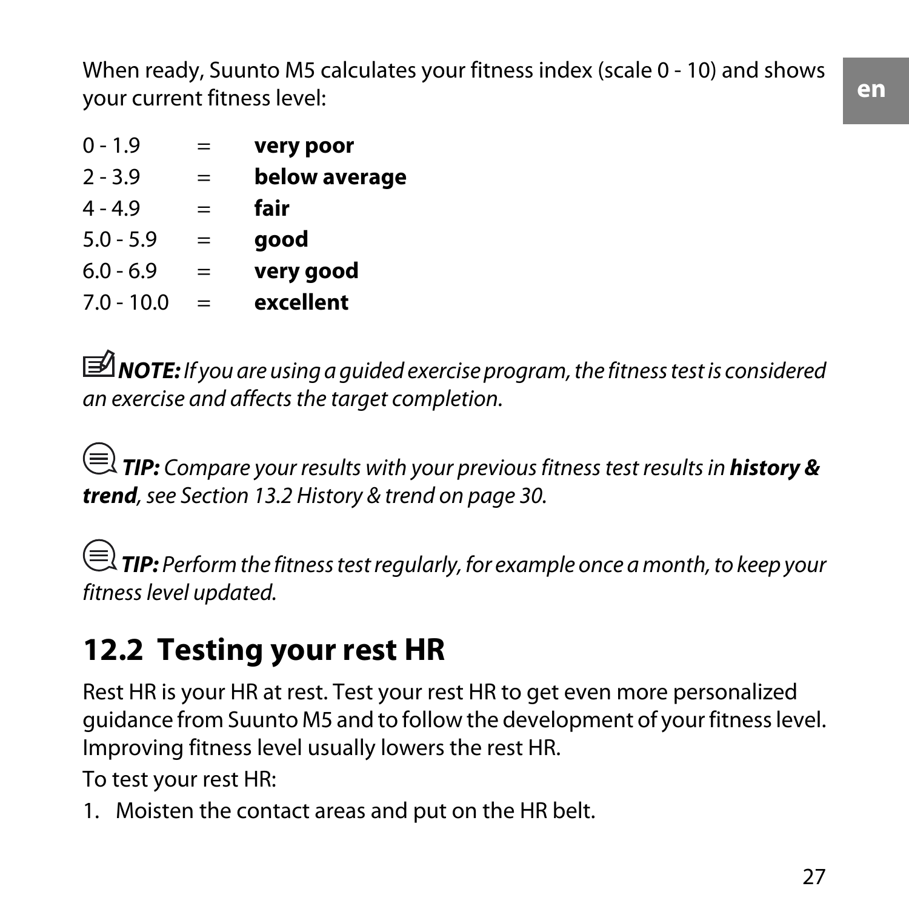When ready, Suunto M5 calculates your fitness index (scale 0 - 10) and shows your current fitness level:

| | | |
|---|---|---|
| 0 - 1.9 | = | **very poor** |
| 2 - 3.9 | = | **below average** |
| 4 - 4.9 | = | **fair** |
| 5.0 - 5.9 | = | **good** |
| 6.0 - 6.9 | = | **very good** |
| 7.0 - 10.0 | = | **excellent** |

***NOTE:*** *If you are using a guided exercise program, the fitness test is considered an exercise and affects the target completion.*

***TIP:*** *Compare your results with your previous fitness test results in **history & trend**, see Section 13.2 History & trend on page 30.*

***TIP:*** *Perform the fitness test regularly, for example once a month, to keep your fitness level updated.*

## 12.2 Testing your rest HR

Rest HR is your HR at rest. Test your rest HR to get even more personalized guidance from Suunto M5 and to follow the development of your fitness level. Improving fitness level usually lowers the rest HR.

To test your rest HR:

1. Moisten the contact areas and put on the HR belt.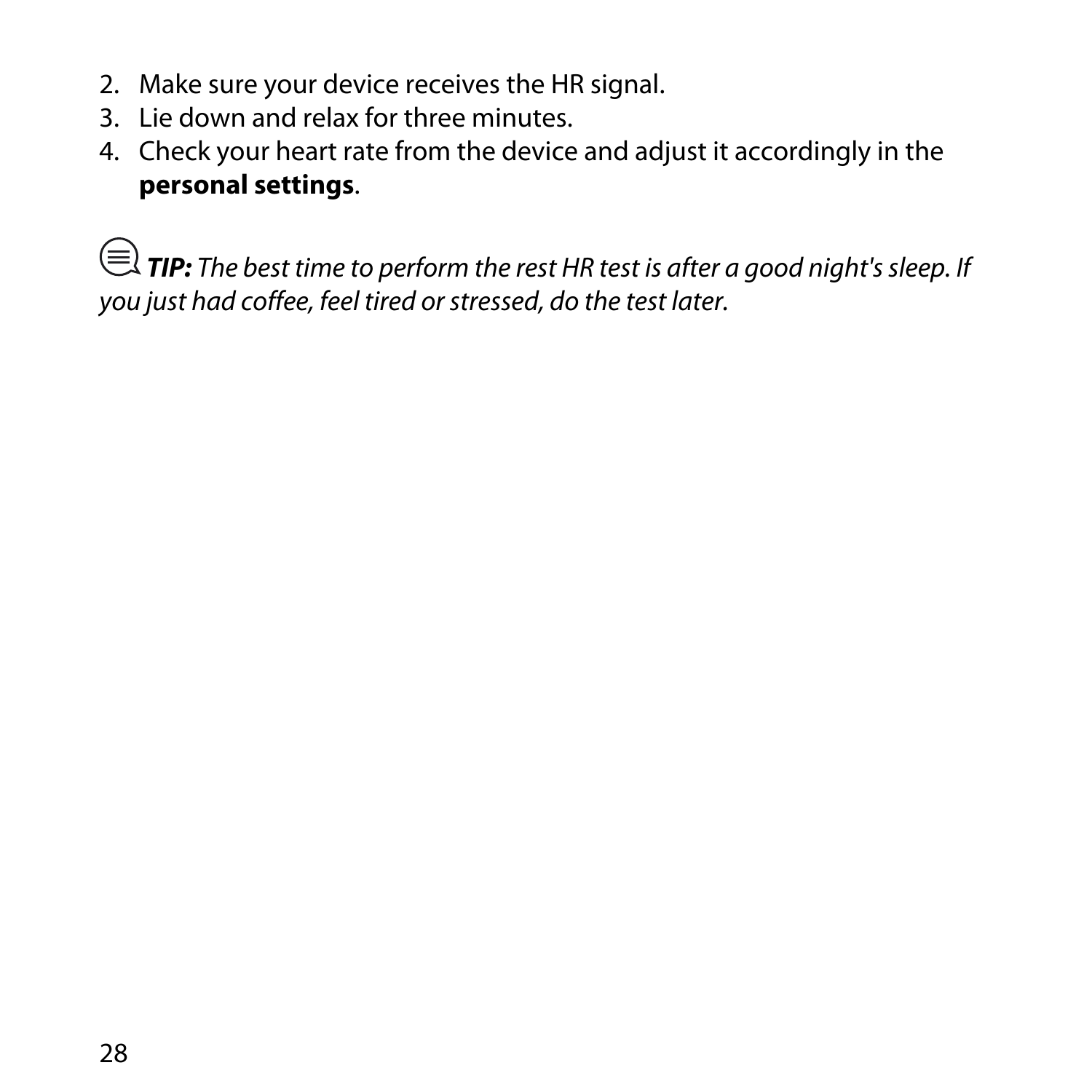2. Make sure your device receives the HR signal.
3. Lie down and relax for three minutes.
4. Check your heart rate from the device and adjust it accordingly in the **personal settings**.

***TIP:*** *The best time to perform the rest HR test is after a good night's sleep. If you just had coffee, feel tired or stressed, do the test later.*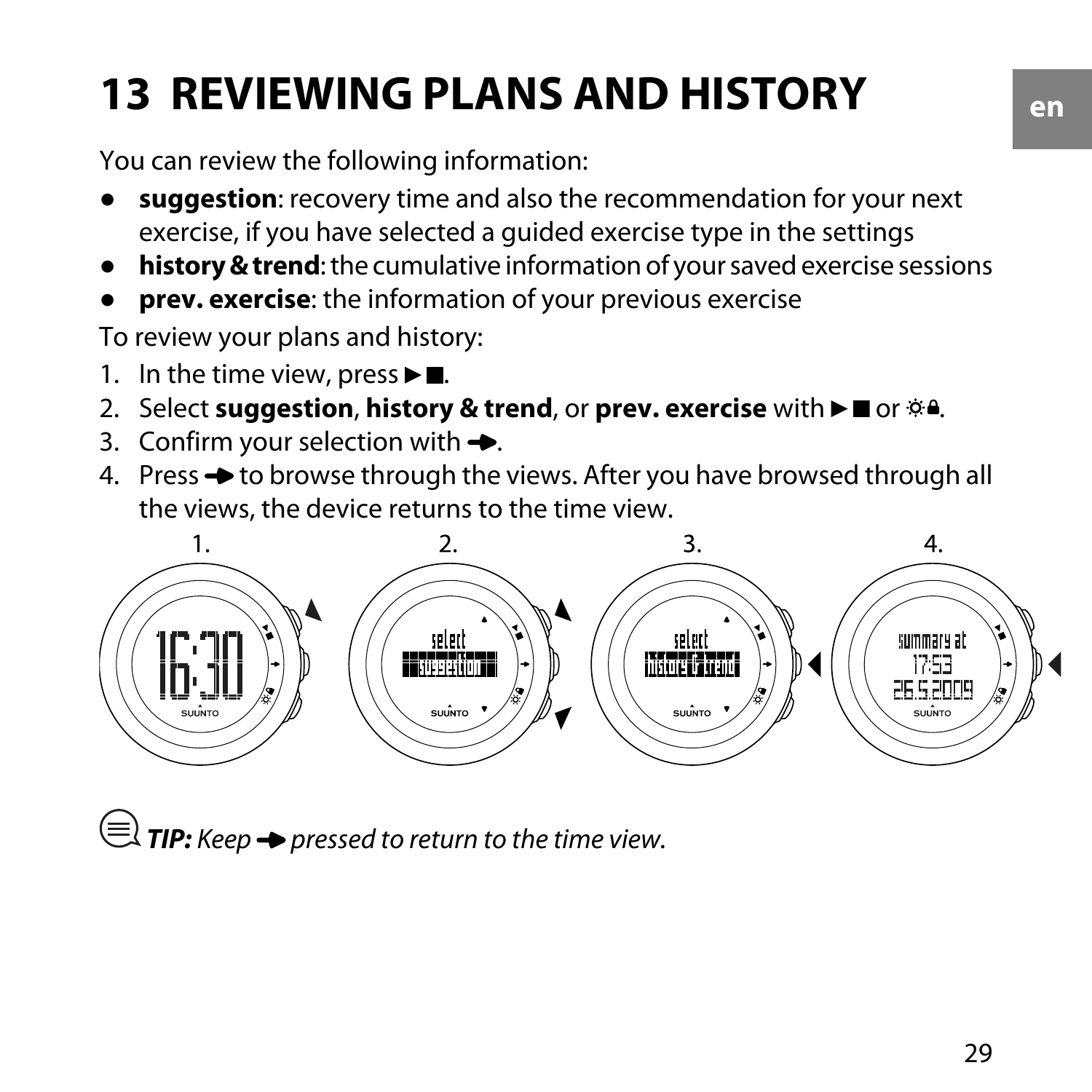# 13 REVIEWING PLANS AND HISTORY

You can review the following information:

- **suggestion**: recovery time and also the recommendation for your next exercise, if you have selected a guided exercise type in the settings
- **history & trend**: the cumulative information of your saved exercise sessions
- **prev. exercise**: the information of your previous exercise

To review your plans and history:

1. In the time view, press ►■.
2. Select **suggestion**, **history & trend**, or **prev. exercise** with ►■ or ☼🔒.
3. Confirm your selection with ➔.
4. Press ➔ to browse through the views. After you have browsed through all the views, the device returns to the time view.

*TIP: Keep ➔ pressed to return to the time view.*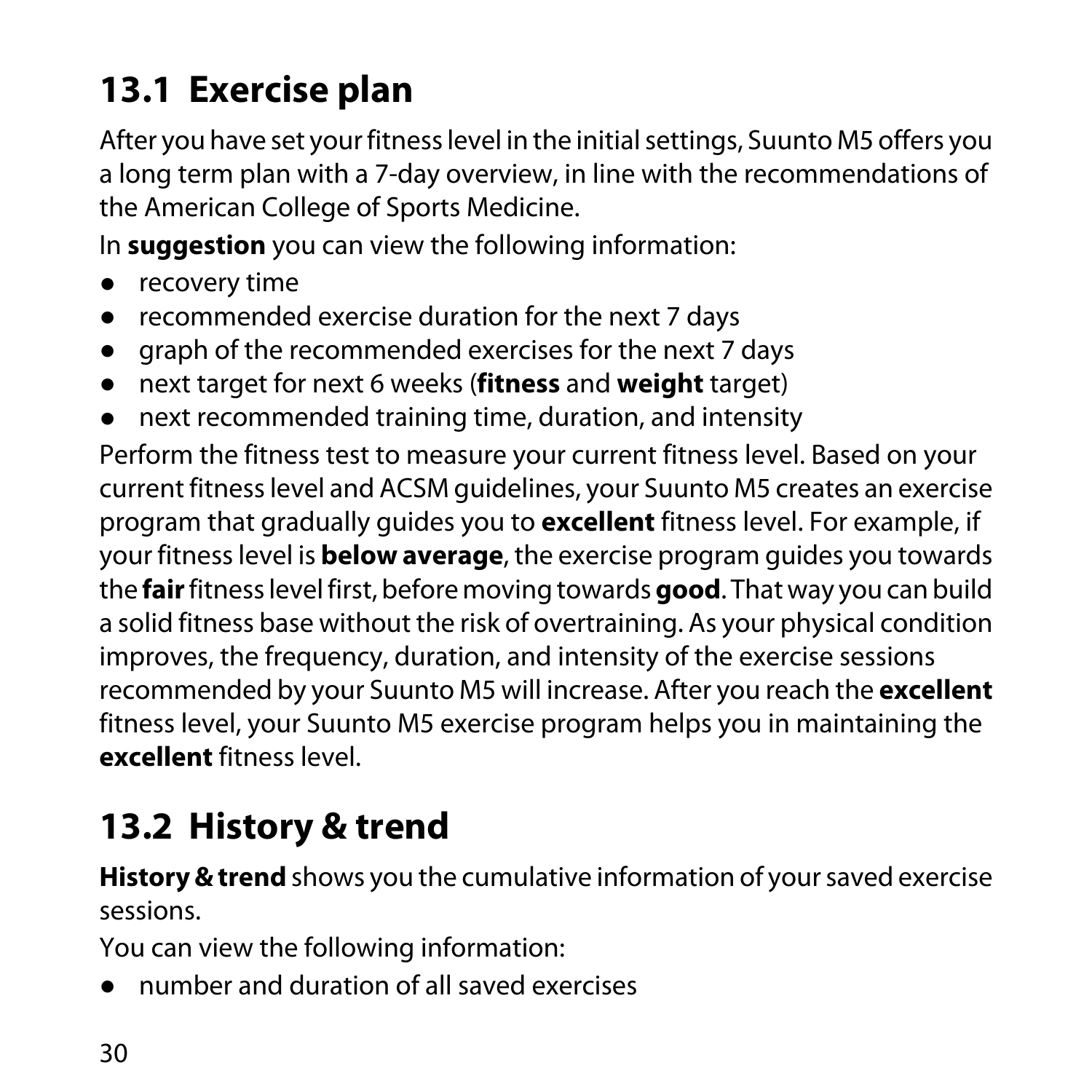## 13.1 Exercise plan

After you have set your fitness level in the initial settings, Suunto M5 offers you a long term plan with a 7-day overview, in line with the recommendations of the American College of Sports Medicine.

In **suggestion** you can view the following information:

- recovery time
- recommended exercise duration for the next 7 days
- graph of the recommended exercises for the next 7 days
- next target for next 6 weeks (**fitness** and **weight** target)
- next recommended training time, duration, and intensity

Perform the fitness test to measure your current fitness level. Based on your current fitness level and ACSM guidelines, your Suunto M5 creates an exercise program that gradually guides you to **excellent** fitness level. For example, if your fitness level is **below average**, the exercise program guides you towards the **fair** fitness level first, before moving towards **good**. That way you can build a solid fitness base without the risk of overtraining. As your physical condition improves, the frequency, duration, and intensity of the exercise sessions recommended by your Suunto M5 will increase. After you reach the **excellent** fitness level, your Suunto M5 exercise program helps you in maintaining the **excellent** fitness level.

## 13.2 History & trend

**History & trend** shows you the cumulative information of your saved exercise sessions.

You can view the following information:

- number and duration of all saved exercises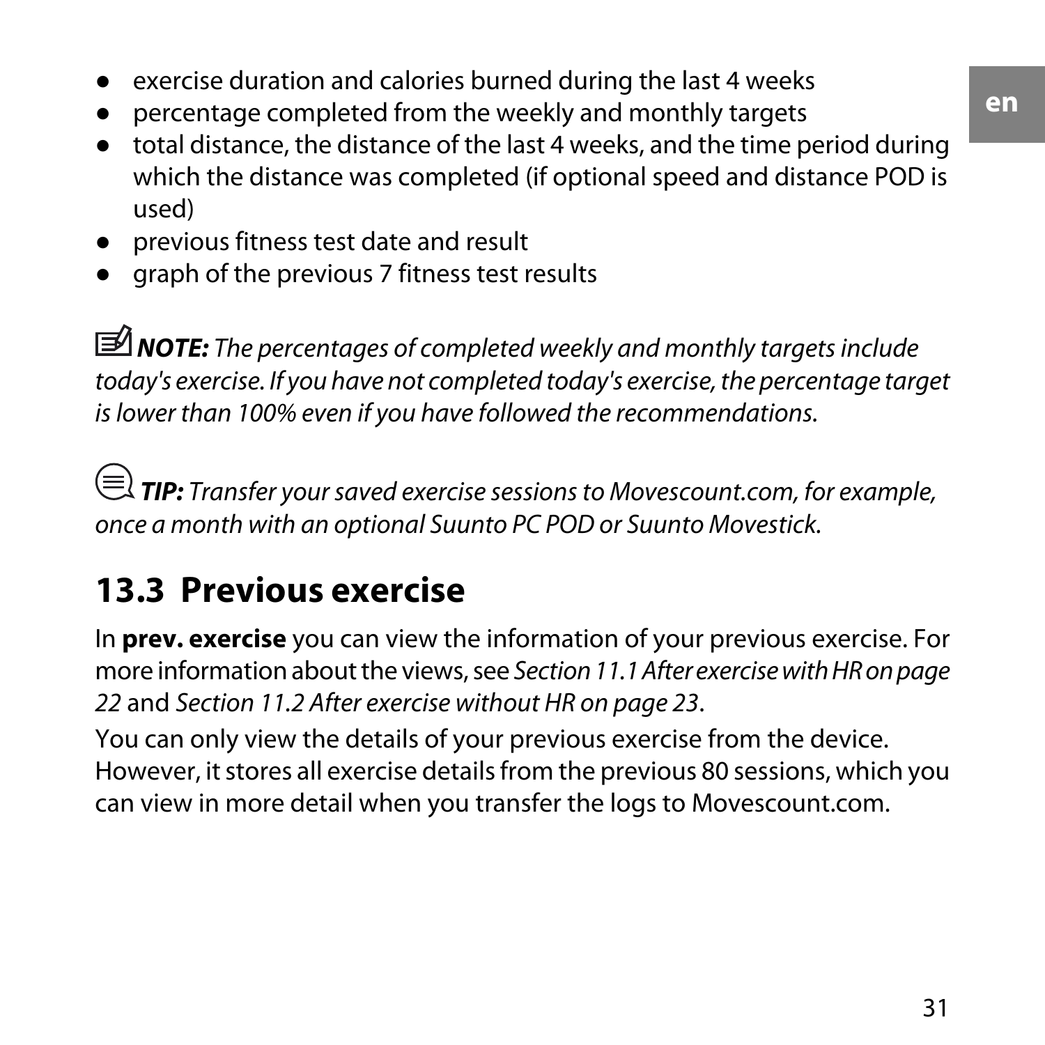- exercise duration and calories burned during the last 4 weeks
- percentage completed from the weekly and monthly targets
- total distance, the distance of the last 4 weeks, and the time period during which the distance was completed (if optional speed and distance POD is used)
- previous fitness test date and result
- graph of the previous 7 fitness test results

***NOTE:*** *The percentages of completed weekly and monthly targets include today's exercise. If you have not completed today's exercise, the percentage target is lower than 100% even if you have followed the recommendations.*

***TIP:*** *Transfer your saved exercise sessions to Movescount.com, for example, once a month with an optional Suunto PC POD or Suunto Movestick.*

## 13.3 Previous exercise

In **prev. exercise** you can view the information of your previous exercise. For more information about the views, see *Section 11.1 After exercise with HR on page 22* and *Section 11.2 After exercise without HR on page 23*.

You can only view the details of your previous exercise from the device. However, it stores all exercise details from the previous 80 sessions, which you can view in more detail when you transfer the logs to Movescount.com.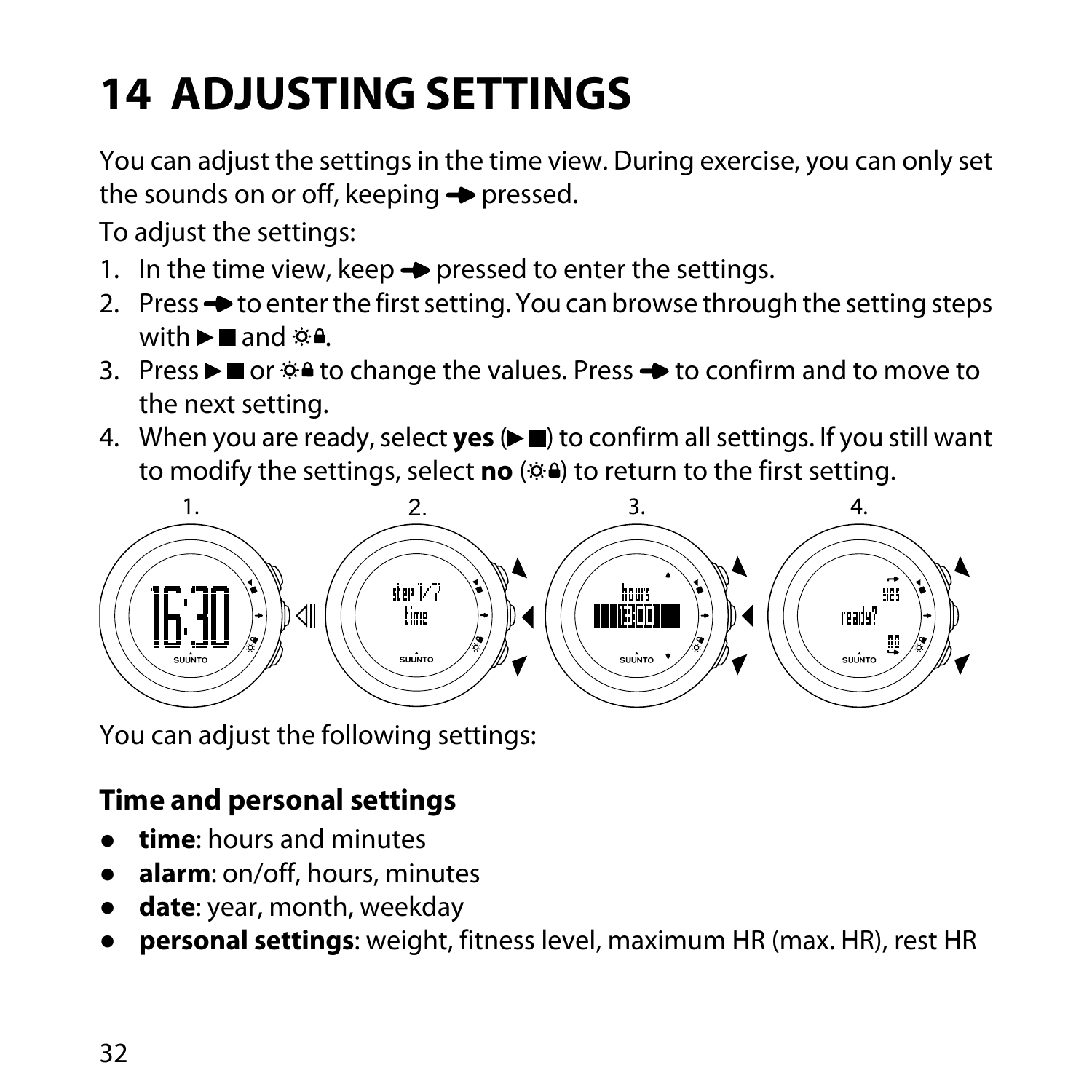# 14 ADJUSTING SETTINGS

You can adjust the settings in the time view. During exercise, you can only set the sounds on or off, keeping ➔ pressed.

To adjust the settings:

1. In the time view, keep ➔ pressed to enter the settings.
2. Press ➔ to enter the first setting. You can browse through the setting steps with ▶■ and ☼🔒.
3. Press ▶■ or ☼🔒 to change the values. Press ➔ to confirm and to move to the next setting.
4. When you are ready, select **yes** (▶■) to confirm all settings. If you still want to modify the settings, select **no** (☼🔒) to return to the first setting.

You can adjust the following settings:

### Time and personal settings

- **time**: hours and minutes
- **alarm**: on/off, hours, minutes
- **date**: year, month, weekday
- **personal settings**: weight, fitness level, maximum HR (max. HR), rest HR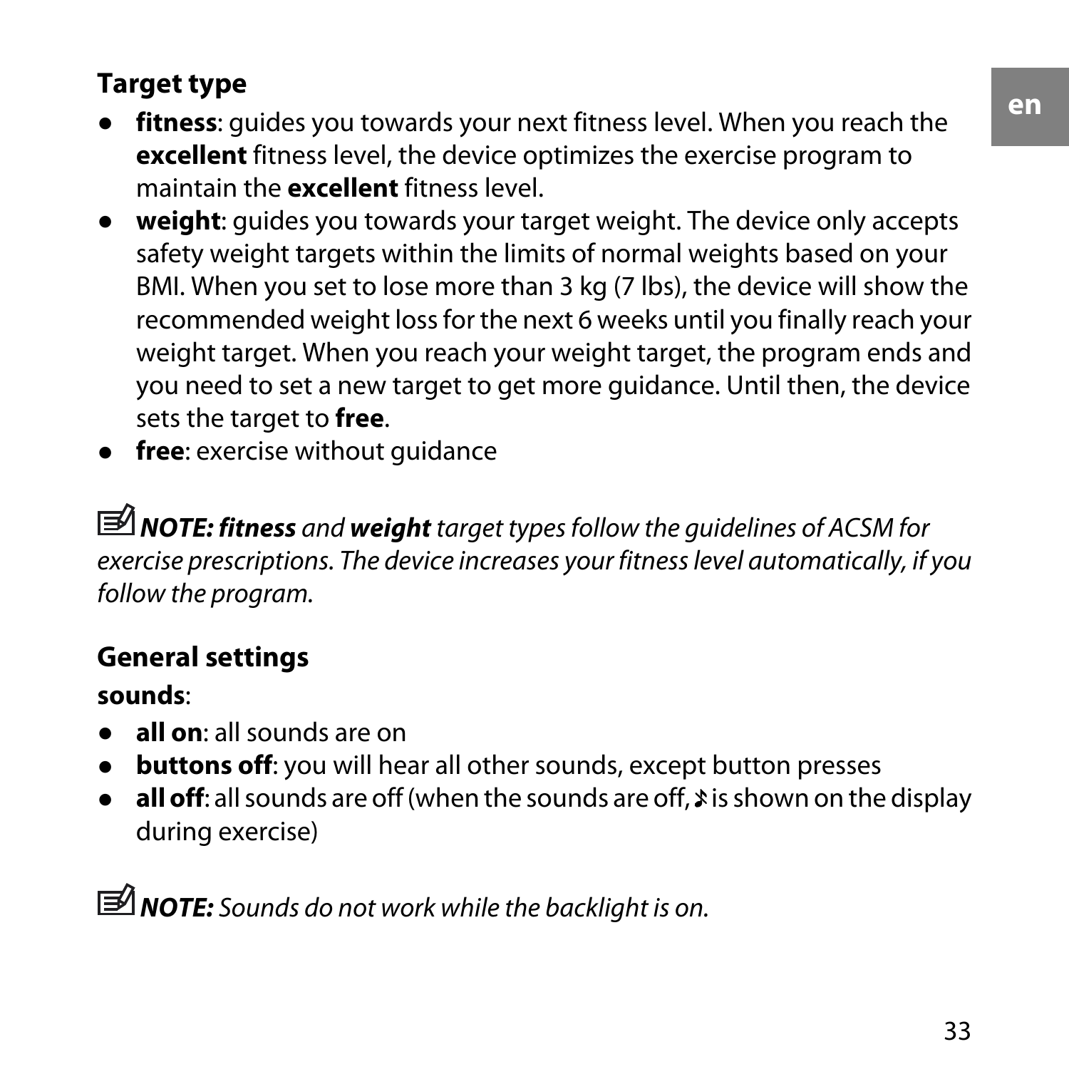## Target type

- **fitness**: guides you towards your next fitness level. When you reach the **excellent** fitness level, the device optimizes the exercise program to maintain the **excellent** fitness level.
- **weight**: guides you towards your target weight. The device only accepts safety weight targets within the limits of normal weights based on your BMI. When you set to lose more than 3 kg (7 lbs), the device will show the recommended weight loss for the next 6 weeks until you finally reach your weight target. When you reach your weight target, the program ends and you need to set a new target to get more guidance. Until then, the device sets the target to **free**.
- **free**: exercise without guidance

***NOTE: fitness*** *and* ***weight*** *target types follow the guidelines of ACSM for exercise prescriptions. The device increases your fitness level automatically, if you follow the program.*

## General settings

**sounds**:

- **all on**: all sounds are on
- **buttons off**: you will hear all other sounds, except button presses
- **all off**: all sounds are off (when the sounds are off, ♪ is shown on the display during exercise)

***NOTE:*** *Sounds do not work while the backlight is on.*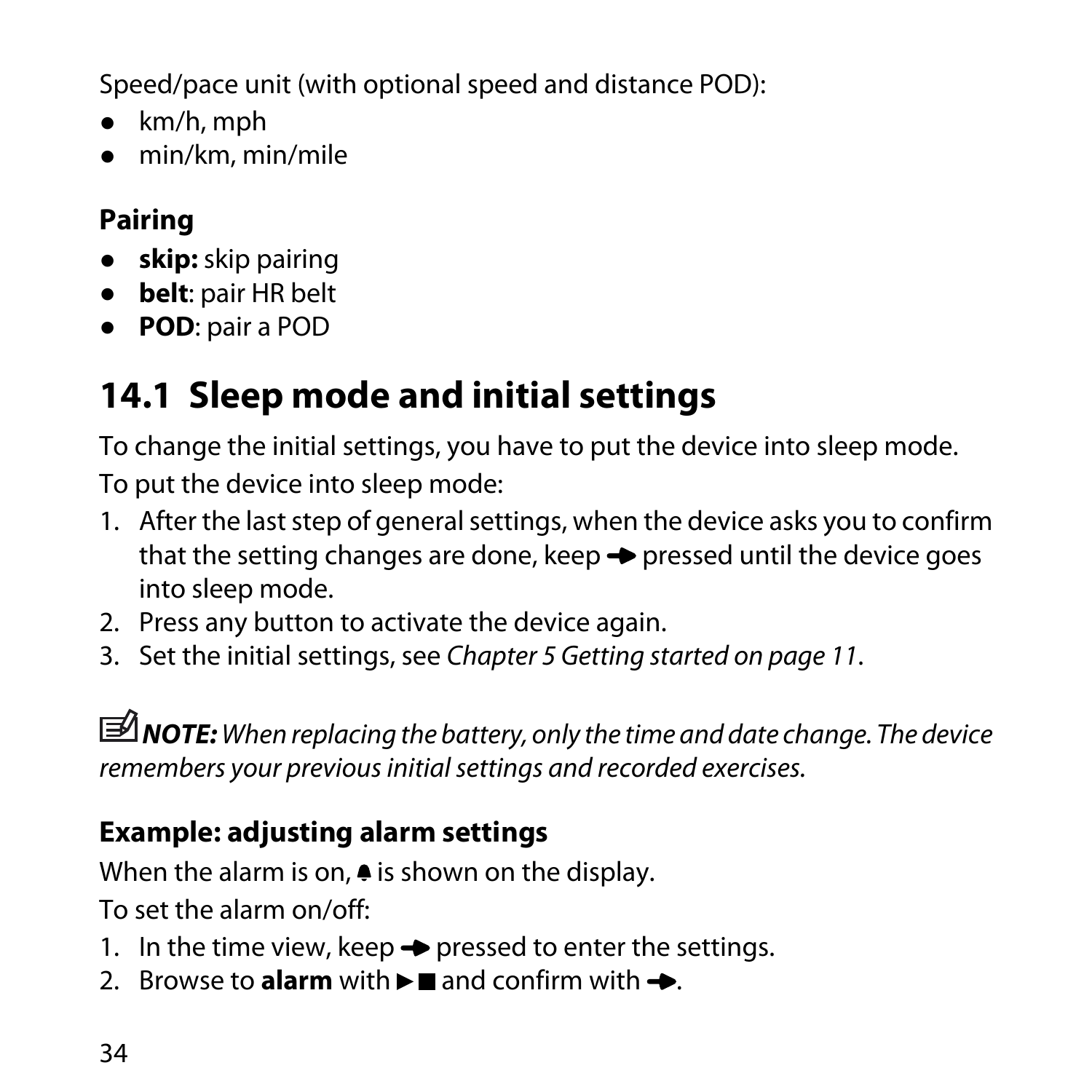Speed/pace unit (with optional speed and distance POD):

- km/h, mph
- min/km, min/mile

**Pairing**

- **skip:** skip pairing
- **belt**: pair HR belt
- **POD**: pair a POD

## 14.1 Sleep mode and initial settings

To change the initial settings, you have to put the device into sleep mode.

To put the device into sleep mode:

1. After the last step of general settings, when the device asks you to confirm that the setting changes are done, keep ➔ pressed until the device goes into sleep mode.
2. Press any button to activate the device again.
3. Set the initial settings, see *Chapter 5 Getting started on page 11*.

***NOTE:*** *When replacing the battery, only the time and date change. The device remembers your previous initial settings and recorded exercises.*

**Example: adjusting alarm settings**

When the alarm is on, 🔔 is shown on the display.

To set the alarm on/off:

1. In the time view, keep ➔ pressed to enter the settings.
2. Browse to **alarm** with ▶■ and confirm with ➔.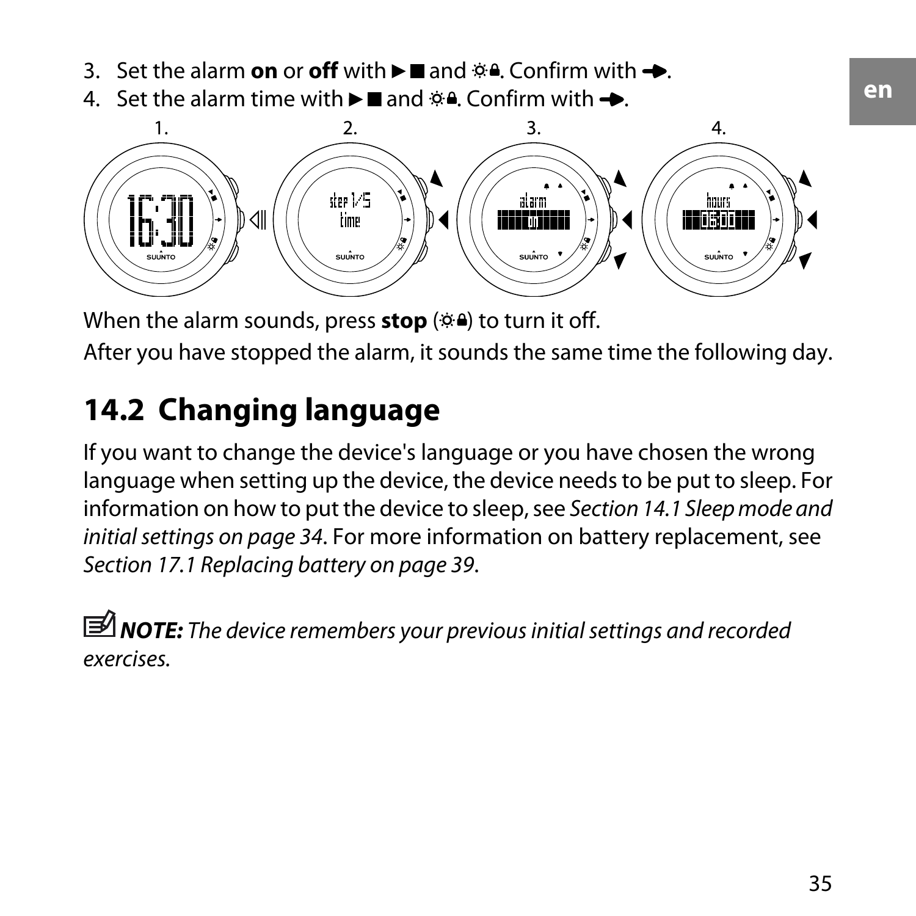3. Set the alarm **on** or **off** with ►■ and ☼🔒. Confirm with ➔.
4. Set the alarm time with ►■ and ☼🔒. Confirm with ➔.

When the alarm sounds, press **stop** (☼🔒) to turn it off.

After you have stopped the alarm, it sounds the same time the following day.

## 14.2 Changing language

If you want to change the device's language or you have chosen the wrong language when setting up the device, the device needs to be put to sleep. For information on how to put the device to sleep, see *Section 14.1 Sleep mode and initial settings on page 34*. For more information on battery replacement, see *Section 17.1 Replacing battery on page 39*.

***NOTE:*** *The device remembers your previous initial settings and recorded exercises.*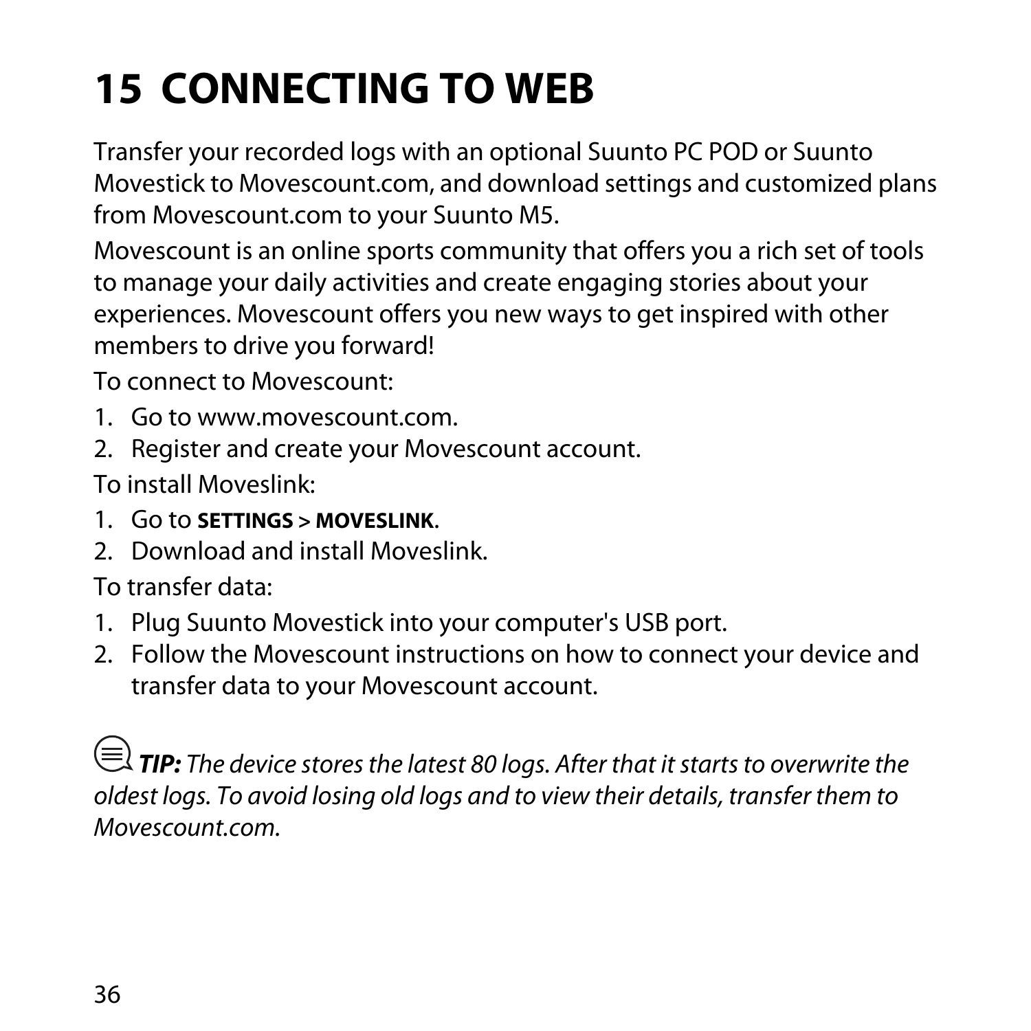# 15 CONNECTING TO WEB

Transfer your recorded logs with an optional Suunto PC POD or Suunto Movestick to Movescount.com, and download settings and customized plans from Movescount.com to your Suunto M5.

Movescount is an online sports community that offers you a rich set of tools to manage your daily activities and create engaging stories about your experiences. Movescount offers you new ways to get inspired with other members to drive you forward!

To connect to Movescount:

1. Go to www.movescount.com.
2. Register and create your Movescount account.

To install Moveslink:

1. Go to **SETTINGS > MOVESLINK**.
2. Download and install Moveslink.

To transfer data:

1. Plug Suunto Movestick into your computer's USB port.
2. Follow the Movescount instructions on how to connect your device and transfer data to your Movescount account.

***TIP:*** *The device stores the latest 80 logs. After that it starts to overwrite the oldest logs. To avoid losing old logs and to view their details, transfer them to Movescount.com.*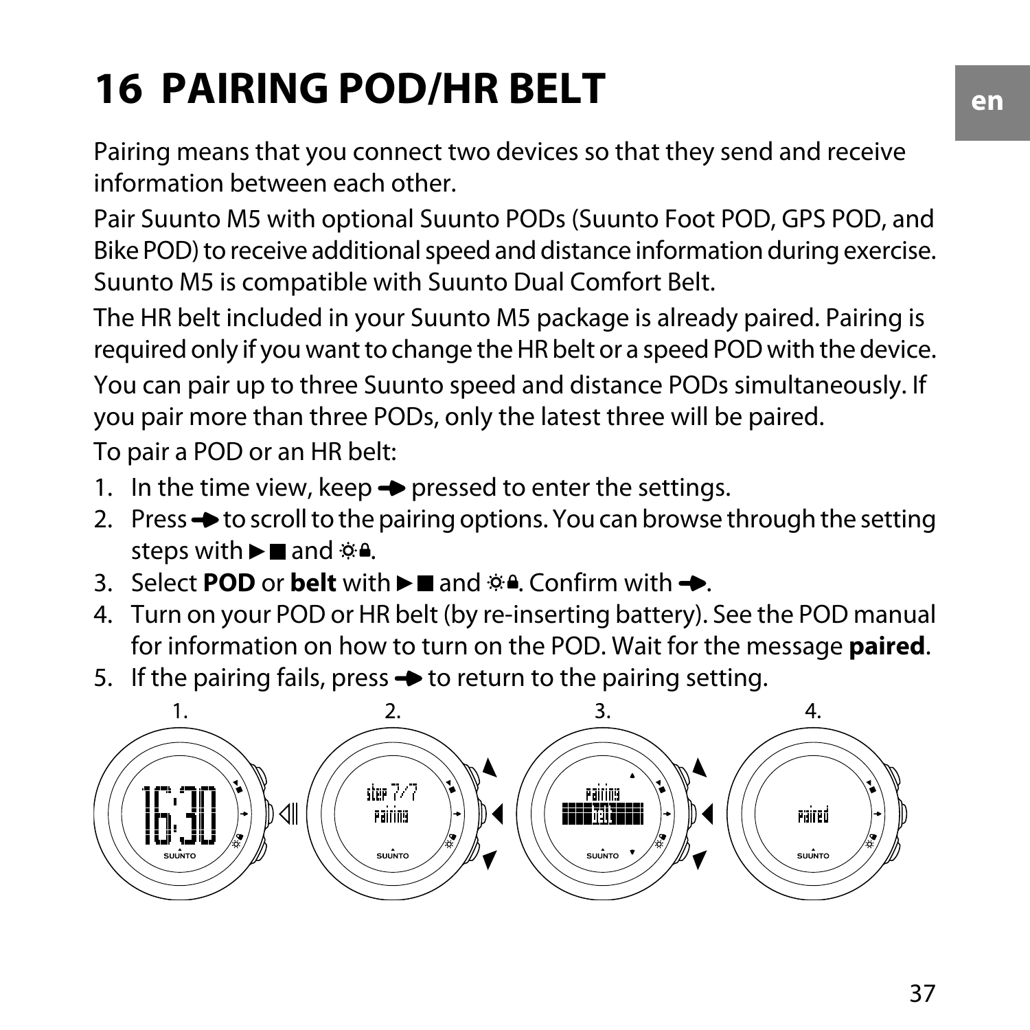# 16 PAIRING POD/HR BELT

Pairing means that you connect two devices so that they send and receive information between each other.

Pair Suunto M5 with optional Suunto PODs (Suunto Foot POD, GPS POD, and Bike POD) to receive additional speed and distance information during exercise. Suunto M5 is compatible with Suunto Dual Comfort Belt.

The HR belt included in your Suunto M5 package is already paired. Pairing is required only if you want to change the HR belt or a speed POD with the device.

You can pair up to three Suunto speed and distance PODs simultaneously. If you pair more than three PODs, only the latest three will be paired.

To pair a POD or an HR belt:

1. In the time view, keep ➔ pressed to enter the settings.
2. Press ➔ to scroll to the pairing options. You can browse through the setting steps with ►■ and ☼🔒.
3. Select **POD** or **belt** with ►■ and ☼🔒. Confirm with ➔.
4. Turn on your POD or HR belt (by re-inserting battery). See the POD manual for information on how to turn on the POD. Wait for the message **paired**.
5. If the pairing fails, press ➔ to return to the pairing setting.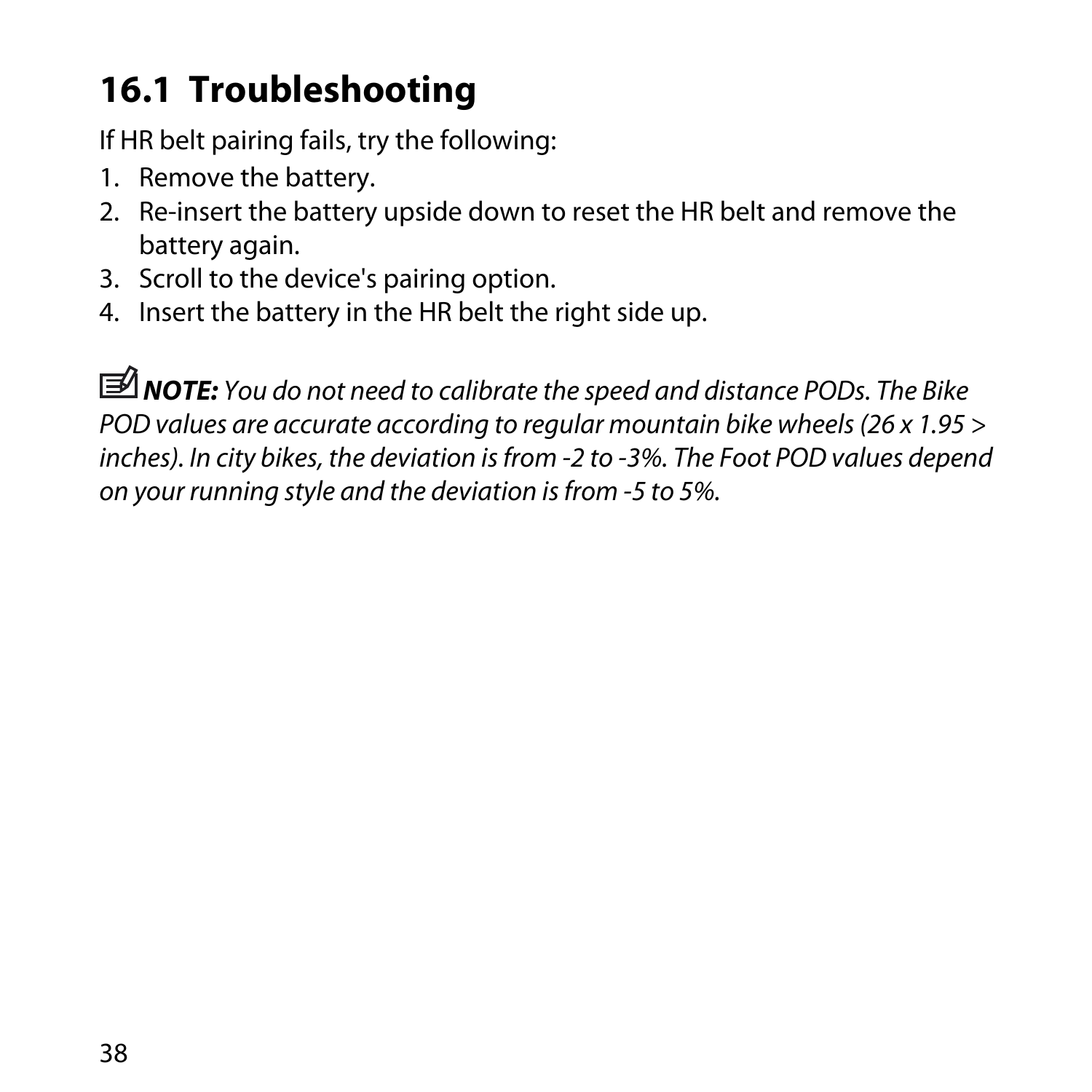## 16.1 Troubleshooting

If HR belt pairing fails, try the following:

1. Remove the battery.
2. Re-insert the battery upside down to reset the HR belt and remove the battery again.
3. Scroll to the device's pairing option.
4. Insert the battery in the HR belt the right side up.

***NOTE:*** *You do not need to calibrate the speed and distance PODs. The Bike POD values are accurate according to regular mountain bike wheels (26 x 1.95 > inches). In city bikes, the deviation is from -2 to -3%. The Foot POD values depend on your running style and the deviation is from -5 to 5%.*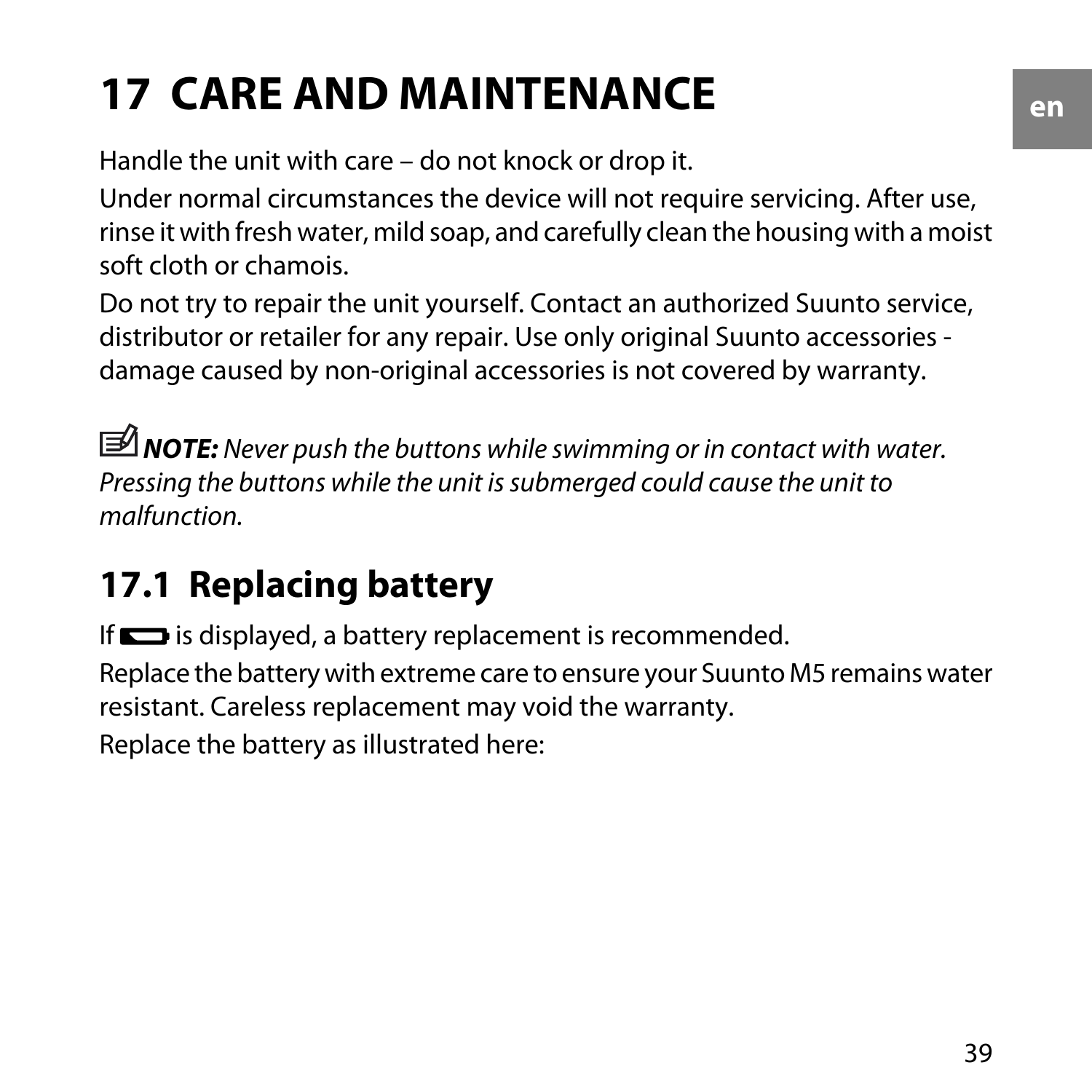# 17 CARE AND MAINTENANCE

Handle the unit with care – do not knock or drop it.

Under normal circumstances the device will not require servicing. After use, rinse it with fresh water, mild soap, and carefully clean the housing with a moist soft cloth or chamois.

Do not try to repair the unit yourself. Contact an authorized Suunto service, distributor or retailer for any repair. Use only original Suunto accessories - damage caused by non-original accessories is not covered by warranty.

***NOTE:*** *Never push the buttons while swimming or in contact with water. Pressing the buttons while the unit is submerged could cause the unit to malfunction.*

## 17.1 Replacing battery

If ▭ is displayed, a battery replacement is recommended.

Replace the battery with extreme care to ensure your Suunto M5 remains water resistant. Careless replacement may void the warranty.

Replace the battery as illustrated here: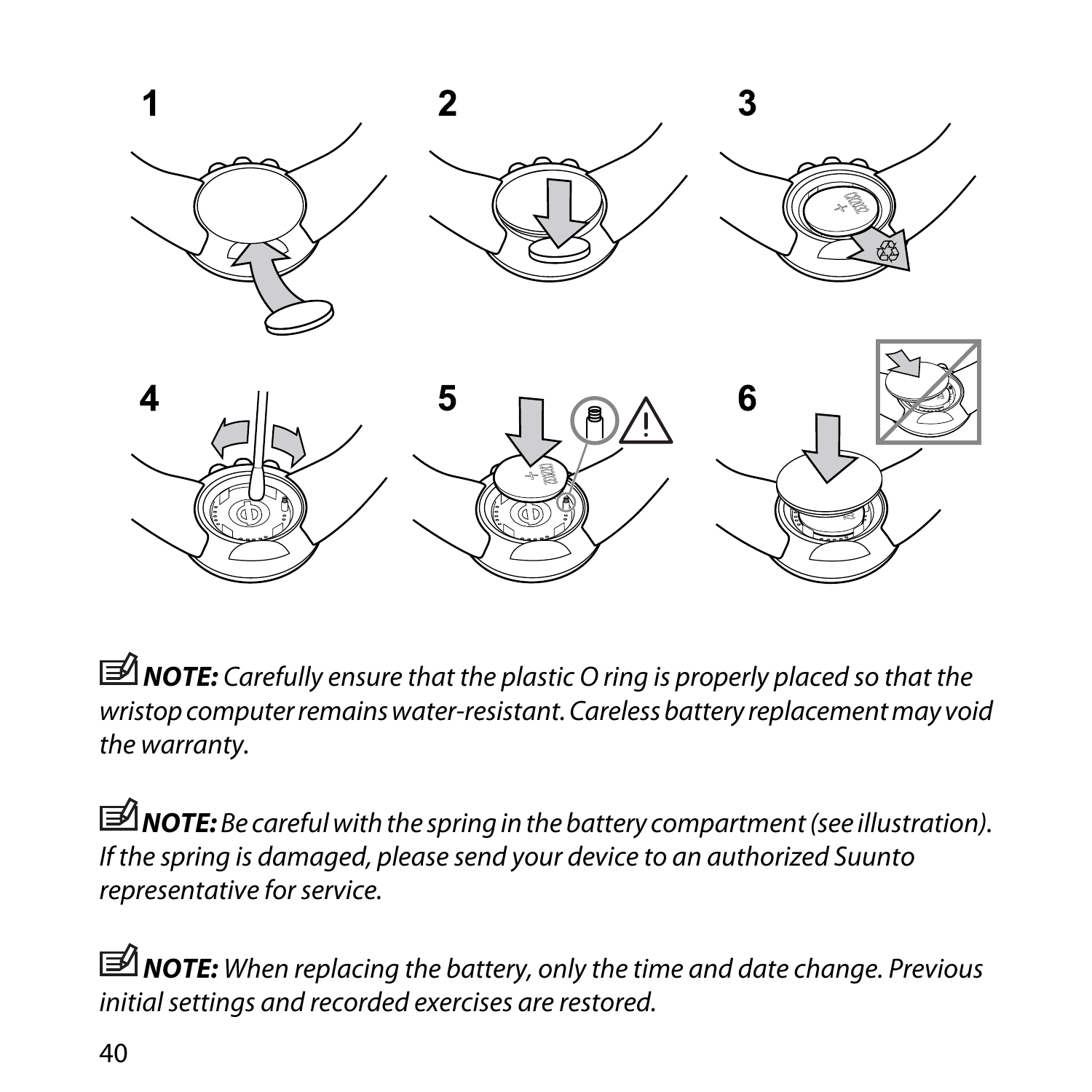**NOTE:** *Carefully ensure that the plastic O ring is properly placed so that the wristop computer remains water-resistant. Careless battery replacement may void the warranty.*

**NOTE:** *Be careful with the spring in the battery compartment (see illustration). If the spring is damaged, please send your device to an authorized Suunto representative for service.*

**NOTE:** *When replacing the battery, only the time and date change. Previous initial settings and recorded exercises are restored.*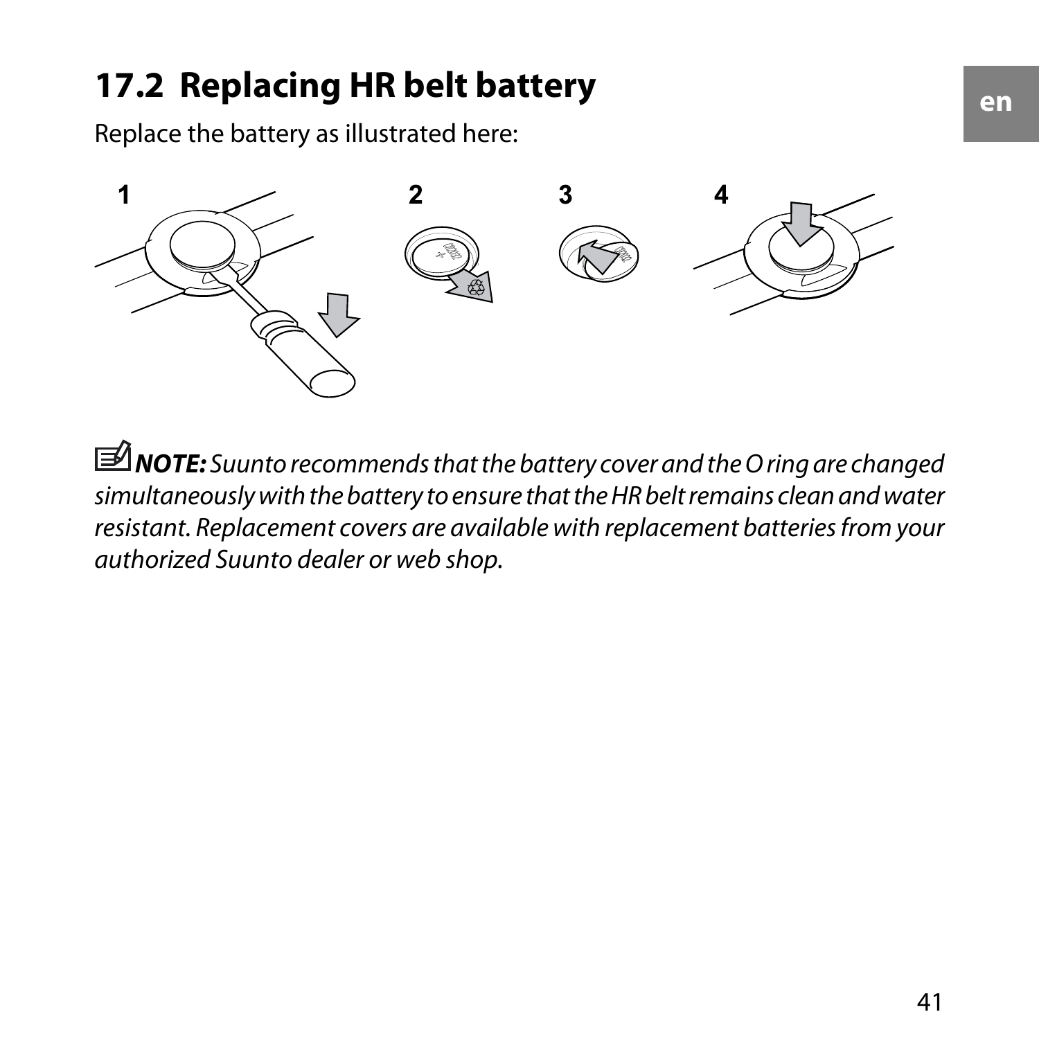## 17.2 Replacing HR belt battery

Replace the battery as illustrated here:

*NOTE: Suunto recommends that the battery cover and the O ring are changed simultaneously with the battery to ensure that the HR belt remains clean and water resistant. Replacement covers are available with replacement batteries from your authorized Suunto dealer or web shop.*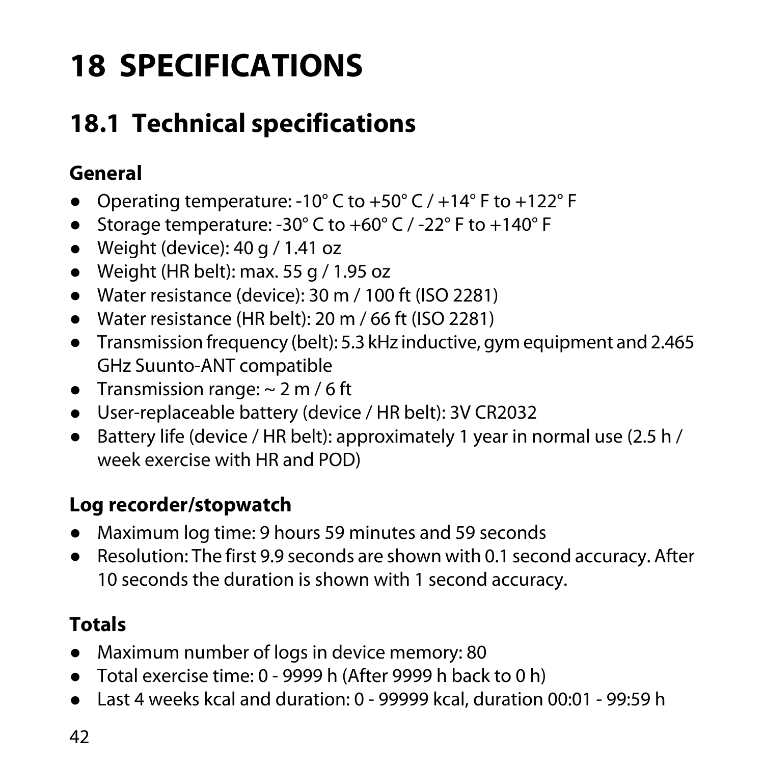# 18 SPECIFICATIONS

## 18.1 Technical specifications

### General

- Operating temperature: -10° C to +50° C / +14° F to +122° F
- Storage temperature: -30° C to +60° C / -22° F to +140° F
- Weight (device): 40 g / 1.41 oz
- Weight (HR belt): max. 55 g / 1.95 oz
- Water resistance (device): 30 m / 100 ft (ISO 2281)
- Water resistance (HR belt): 20 m / 66 ft (ISO 2281)
- Transmission frequency (belt): 5.3 kHz inductive, gym equipment and 2.465 GHz Suunto-ANT compatible
- Transmission range: ~ 2 m / 6 ft
- User-replaceable battery (device / HR belt): 3V CR2032
- Battery life (device / HR belt): approximately 1 year in normal use (2.5 h / week exercise with HR and POD)

### Log recorder/stopwatch

- Maximum log time: 9 hours 59 minutes and 59 seconds
- Resolution: The first 9.9 seconds are shown with 0.1 second accuracy. After 10 seconds the duration is shown with 1 second accuracy.

### Totals

- Maximum number of logs in device memory: 80
- Total exercise time: 0 - 9999 h (After 9999 h back to 0 h)
- Last 4 weeks kcal and duration: 0 - 99999 kcal, duration 00:01 - 99:59 h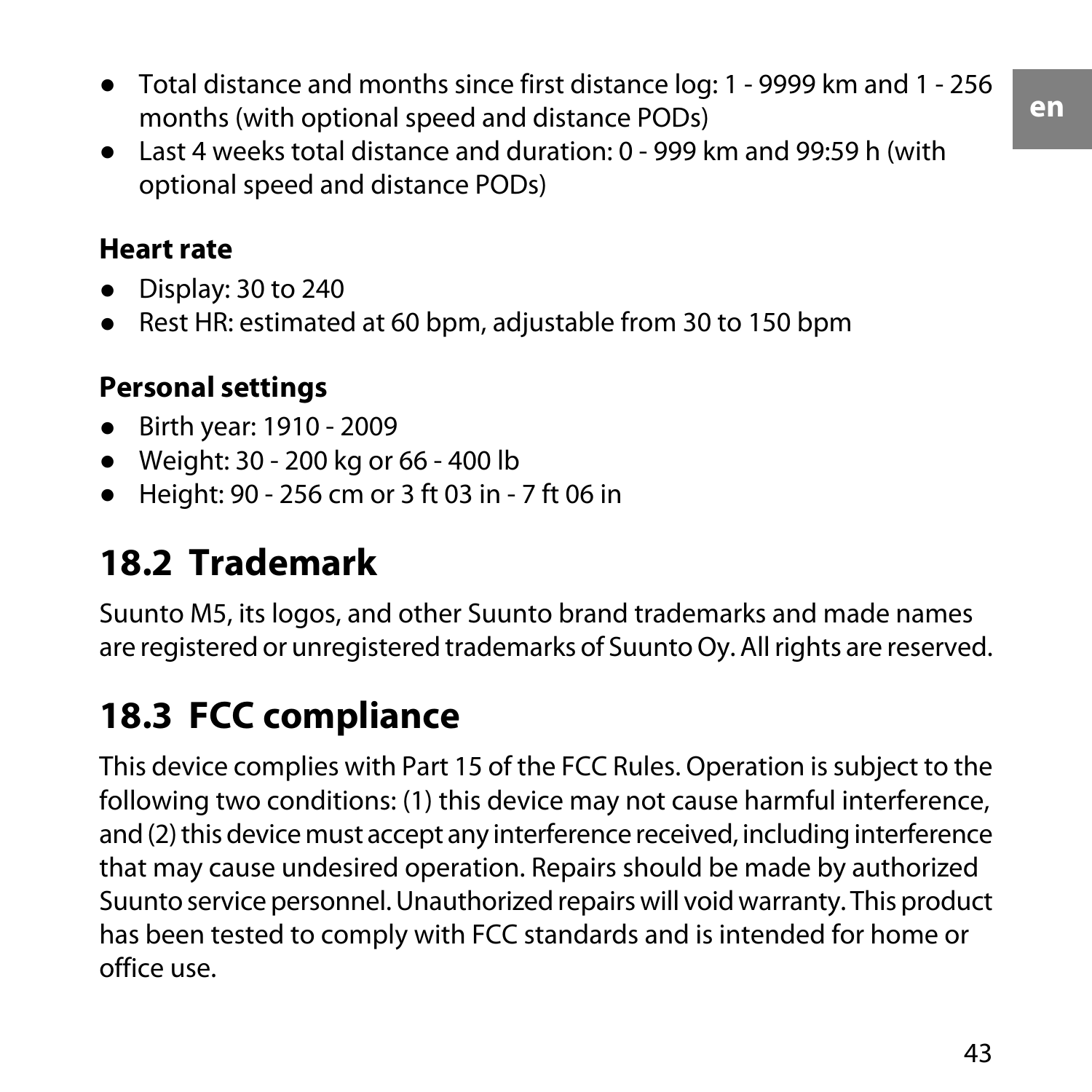- Total distance and months since first distance log: 1 - 9999 km and 1 - 256 months (with optional speed and distance PODs)
- Last 4 weeks total distance and duration: 0 - 999 km and 99:59 h (with optional speed and distance PODs)

**Heart rate**

- Display: 30 to 240
- Rest HR: estimated at 60 bpm, adjustable from 30 to 150 bpm

**Personal settings**

- Birth year: 1910 - 2009
- Weight: 30 - 200 kg or 66 - 400 lb
- Height: 90 - 256 cm or 3 ft 03 in - 7 ft 06 in

## 18.2 Trademark

Suunto M5, its logos, and other Suunto brand trademarks and made names are registered or unregistered trademarks of Suunto Oy. All rights are reserved.

## 18.3 FCC compliance

This device complies with Part 15 of the FCC Rules. Operation is subject to the following two conditions: (1) this device may not cause harmful interference, and (2) this device must accept any interference received, including interference that may cause undesired operation. Repairs should be made by authorized Suunto service personnel. Unauthorized repairs will void warranty. This product has been tested to comply with FCC standards and is intended for home or office use.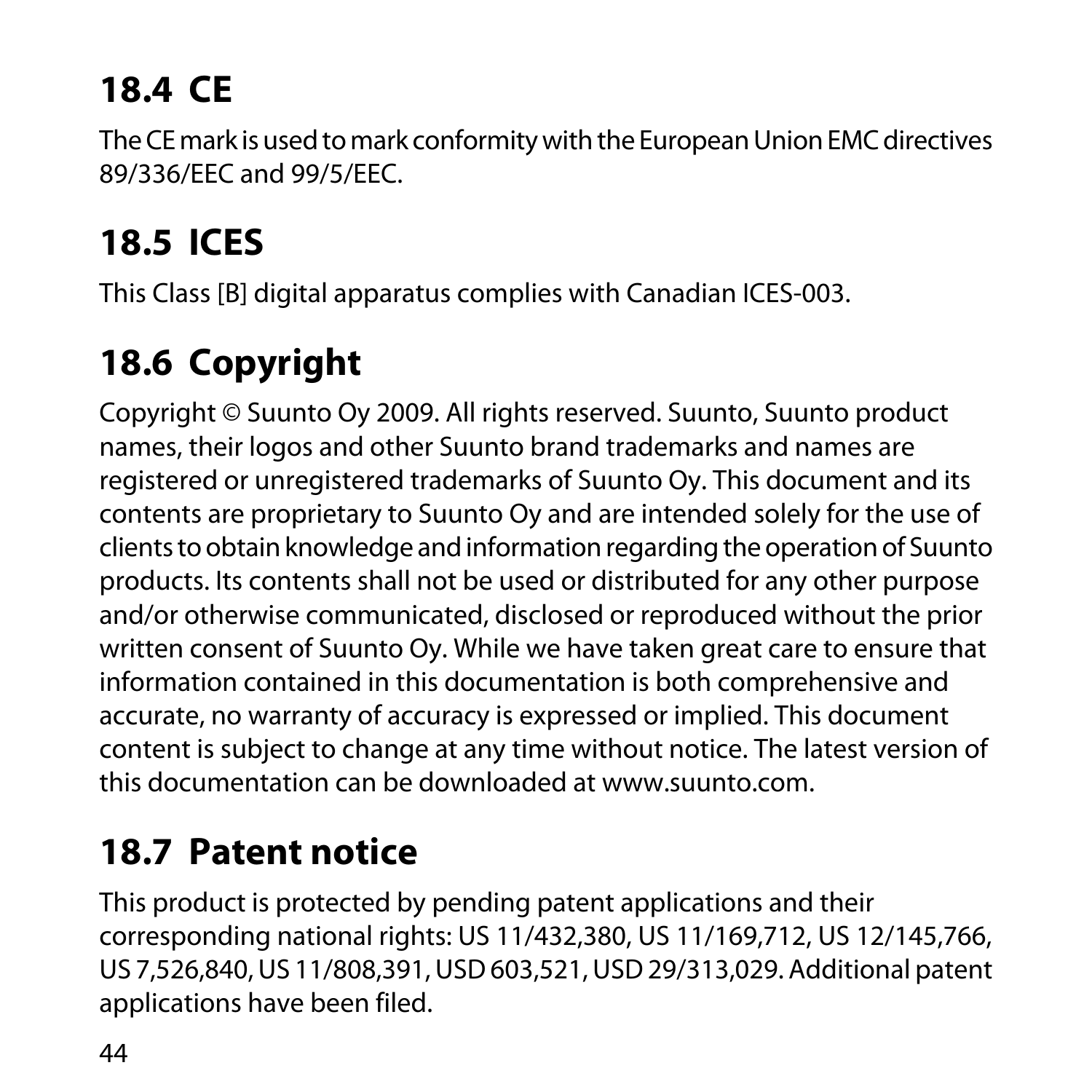## 18.4 CE

The CE mark is used to mark conformity with the European Union EMC directives 89/336/EEC and 99/5/EEC.

## 18.5 ICES

This Class [B] digital apparatus complies with Canadian ICES-003.

## 18.6 Copyright

Copyright © Suunto Oy 2009. All rights reserved. Suunto, Suunto product names, their logos and other Suunto brand trademarks and names are registered or unregistered trademarks of Suunto Oy. This document and its contents are proprietary to Suunto Oy and are intended solely for the use of clients to obtain knowledge and information regarding the operation of Suunto products. Its contents shall not be used or distributed for any other purpose and/or otherwise communicated, disclosed or reproduced without the prior written consent of Suunto Oy. While we have taken great care to ensure that information contained in this documentation is both comprehensive and accurate, no warranty of accuracy is expressed or implied. This document content is subject to change at any time without notice. The latest version of this documentation can be downloaded at www.suunto.com.

## 18.7 Patent notice

This product is protected by pending patent applications and their corresponding national rights: US 11/432,380, US 11/169,712, US 12/145,766, US 7,526,840, US 11/808,391, USD 603,521, USD 29/313,029. Additional patent applications have been filed.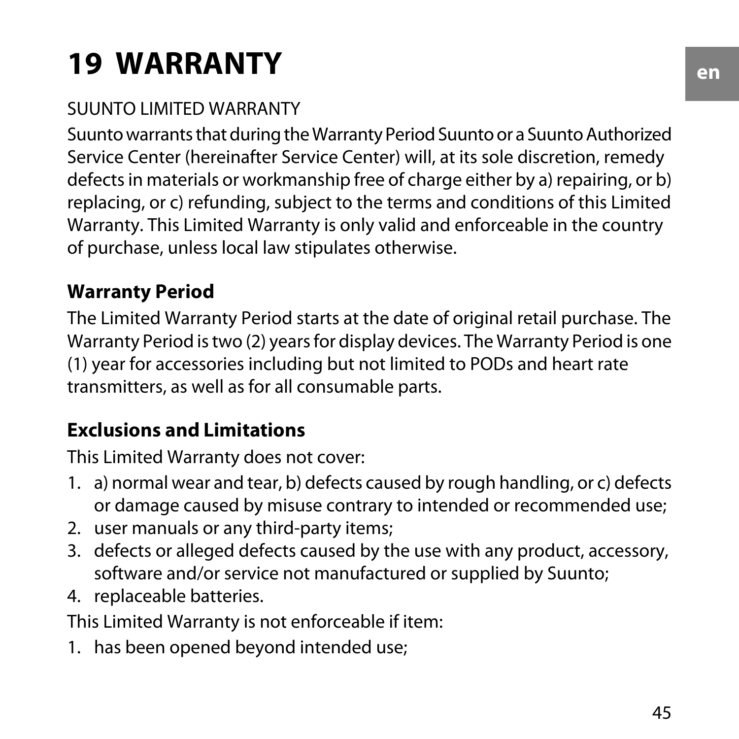# 19 WARRANTY

SUUNTO LIMITED WARRANTY

Suunto warrants that during the Warranty Period Suunto or a Suunto Authorized Service Center (hereinafter Service Center) will, at its sole discretion, remedy defects in materials or workmanship free of charge either by a) repairing, or b) replacing, or c) refunding, subject to the terms and conditions of this Limited Warranty. This Limited Warranty is only valid and enforceable in the country of purchase, unless local law stipulates otherwise.

### Warranty Period

The Limited Warranty Period starts at the date of original retail purchase. The Warranty Period is two (2) years for display devices. The Warranty Period is one (1) year for accessories including but not limited to PODs and heart rate transmitters, as well as for all consumable parts.

### Exclusions and Limitations

This Limited Warranty does not cover:

1. a) normal wear and tear, b) defects caused by rough handling, or c) defects or damage caused by misuse contrary to intended or recommended use;
2. user manuals or any third-party items;
3. defects or alleged defects caused by the use with any product, accessory, software and/or service not manufactured or supplied by Suunto;
4. replaceable batteries.

This Limited Warranty is not enforceable if item:

1. has been opened beyond intended use;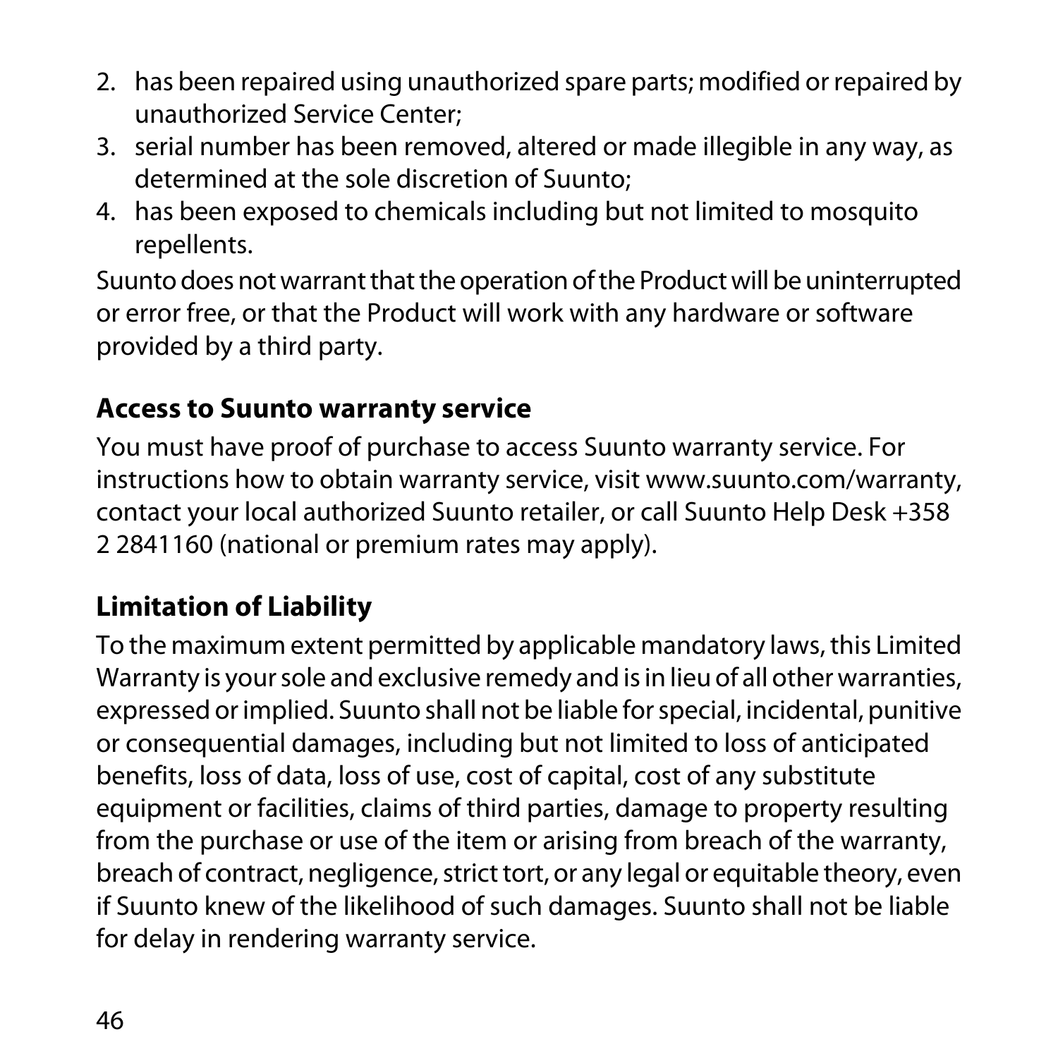2. has been repaired using unauthorized spare parts; modified or repaired by unauthorized Service Center;
3. serial number has been removed, altered or made illegible in any way, as determined at the sole discretion of Suunto;
4. has been exposed to chemicals including but not limited to mosquito repellents.

Suunto does not warrant that the operation of the Product will be uninterrupted or error free, or that the Product will work with any hardware or software provided by a third party.

### Access to Suunto warranty service

You must have proof of purchase to access Suunto warranty service. For instructions how to obtain warranty service, visit www.suunto.com/warranty, contact your local authorized Suunto retailer, or call Suunto Help Desk +358 2 2841160 (national or premium rates may apply).

### Limitation of Liability

To the maximum extent permitted by applicable mandatory laws, this Limited Warranty is your sole and exclusive remedy and is in lieu of all other warranties, expressed or implied. Suunto shall not be liable for special, incidental, punitive or consequential damages, including but not limited to loss of anticipated benefits, loss of data, loss of use, cost of capital, cost of any substitute equipment or facilities, claims of third parties, damage to property resulting from the purchase or use of the item or arising from breach of the warranty, breach of contract, negligence, strict tort, or any legal or equitable theory, even if Suunto knew of the likelihood of such damages. Suunto shall not be liable for delay in rendering warranty service.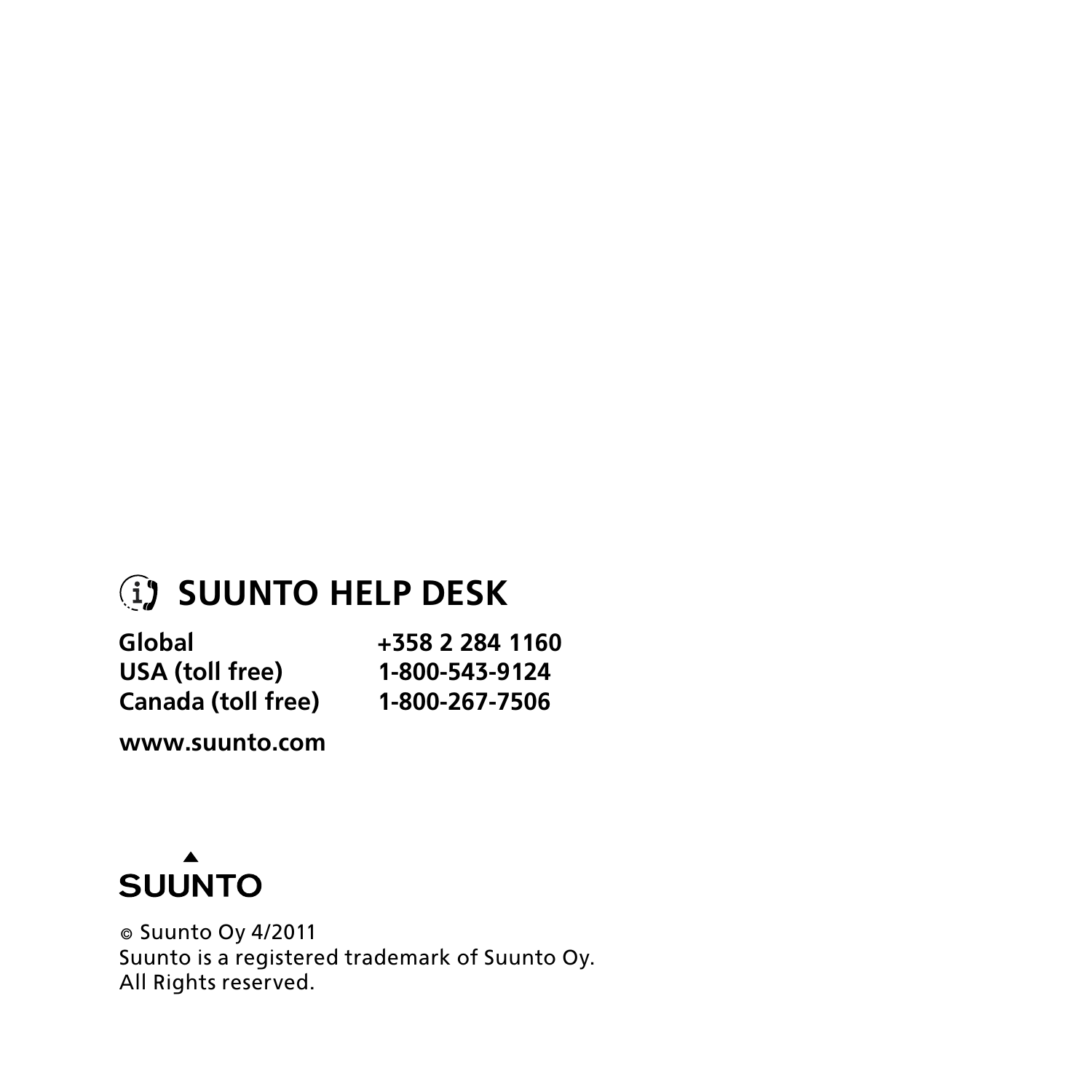## SUUNTO HELP DESK

| | |
|---|---|
| **Global** | **+358 2 284 1160** |
| **USA (toll free)** | **1-800-543-9124** |
| **Canada (toll free)** | **1-800-267-7506** |

**www.suunto.com**

**SUUNTO**

© Suunto Oy 4/2011
Suunto is a registered trademark of Suunto Oy.
All Rights reserved.